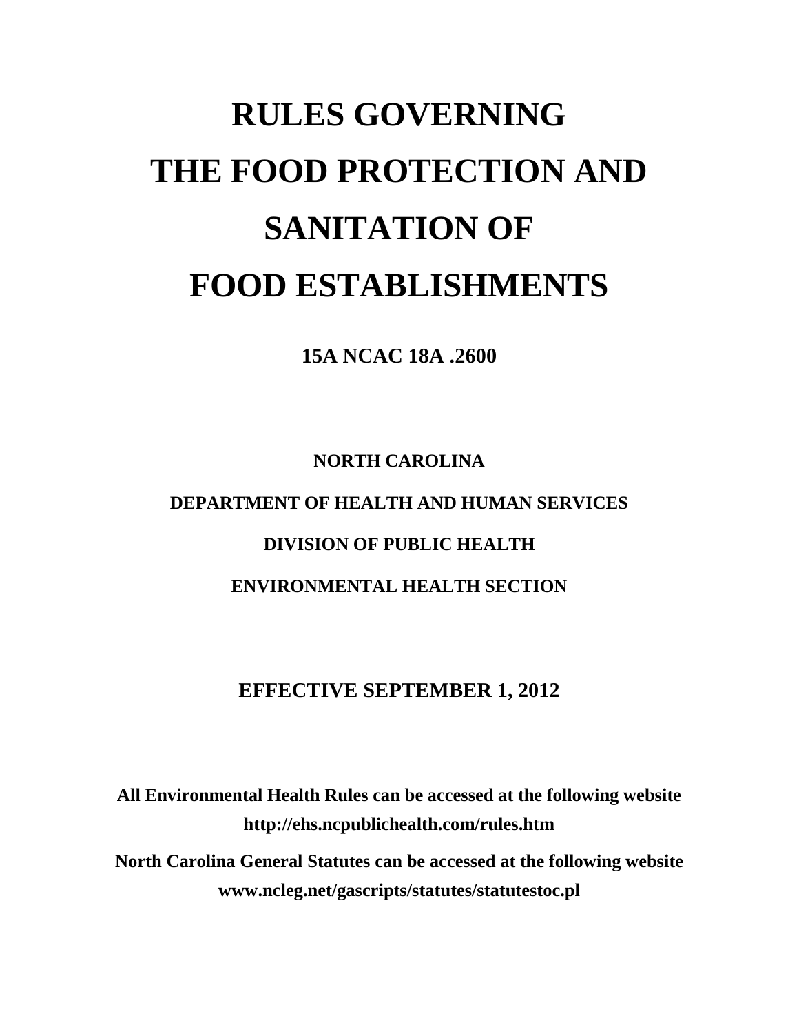# RULES GOVERNING THE FOOD PROTECTION AND SANITATION OF FOOD ESTABLISHMENTS

**15A NCAC 18A .2600**

**NORTH CAROLINA**

**DEPARTMENT OF HEALTH AND HUMAN SERVICES**

**DIVISION OF PUBLIC HEALTH**

**ENVIRONMENTAL HEALTH SECTION**

**EFFECTIVE SEPTEMBER 1, 2012**

**All Environmental Health Rules can be accessed at the following website**
**http://ehs.ncpublichealth.com/rules.htm**

**North Carolina General Statutes can be accessed at the following website**
**www.ncleg.net/gascripts/statutes/statutestoc.pl**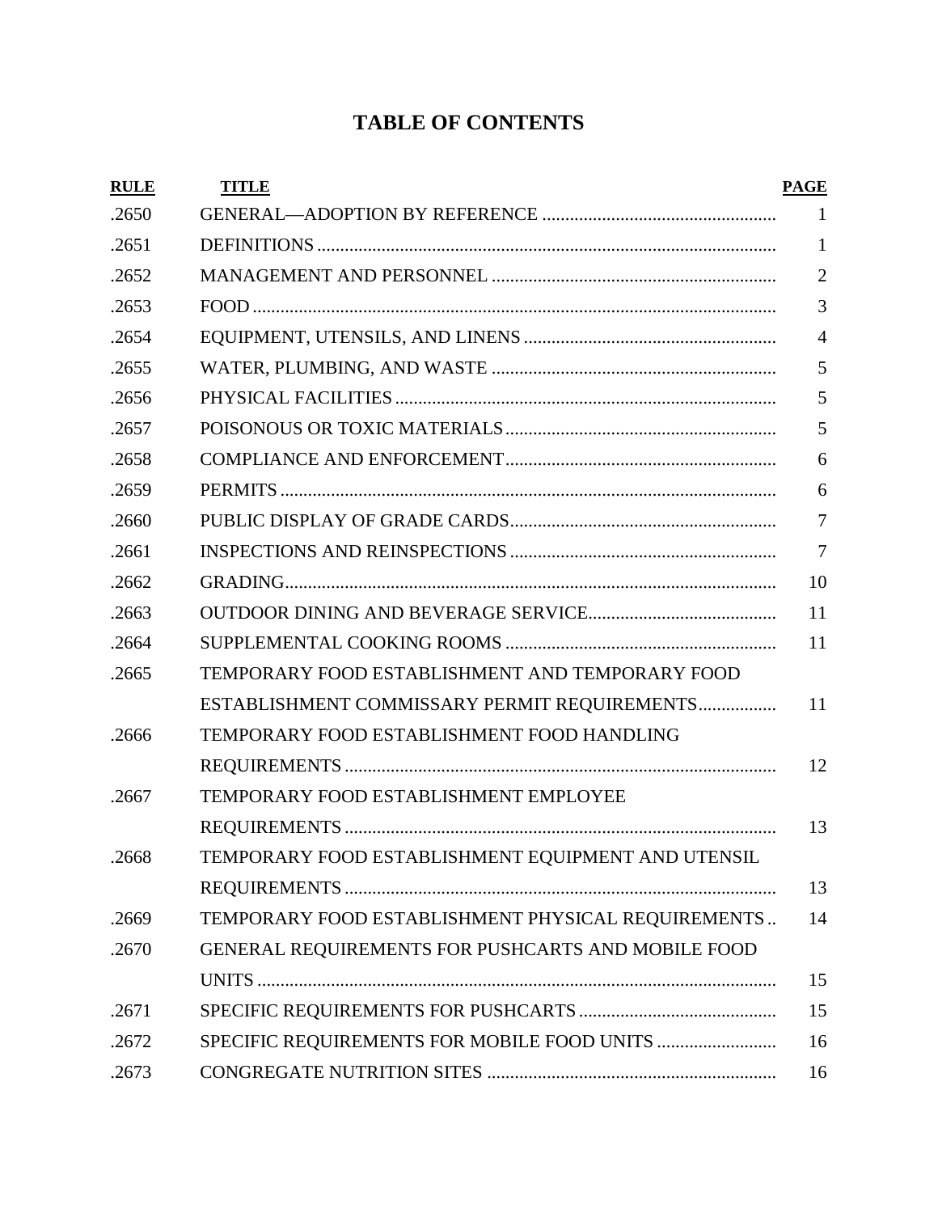# TABLE OF CONTENTS

| RULE | TITLE | PAGE |
|---|---|---|
| .2650 | GENERAL—ADOPTION BY REFERENCE | 1 |
| .2651 | DEFINITIONS | 1 |
| .2652 | MANAGEMENT AND PERSONNEL | 2 |
| .2653 | FOOD | 3 |
| .2654 | EQUIPMENT, UTENSILS, AND LINENS | 4 |
| .2655 | WATER, PLUMBING, AND WASTE | 5 |
| .2656 | PHYSICAL FACILITIES | 5 |
| .2657 | POISONOUS OR TOXIC MATERIALS | 5 |
| .2658 | COMPLIANCE AND ENFORCEMENT | 6 |
| .2659 | PERMITS | 6 |
| .2660 | PUBLIC DISPLAY OF GRADE CARDS | 7 |
| .2661 | INSPECTIONS AND REINSPECTIONS | 7 |
| .2662 | GRADING | 10 |
| .2663 | OUTDOOR DINING AND BEVERAGE SERVICE | 11 |
| .2664 | SUPPLEMENTAL COOKING ROOMS | 11 |
| .2665 | TEMPORARY FOOD ESTABLISHMENT AND TEMPORARY FOOD ESTABLISHMENT COMMISSARY PERMIT REQUIREMENTS | 11 |
| .2666 | TEMPORARY FOOD ESTABLISHMENT FOOD HANDLING REQUIREMENTS | 12 |
| .2667 | TEMPORARY FOOD ESTABLISHMENT EMPLOYEE REQUIREMENTS | 13 |
| .2668 | TEMPORARY FOOD ESTABLISHMENT EQUIPMENT AND UTENSIL REQUIREMENTS | 13 |
| .2669 | TEMPORARY FOOD ESTABLISHMENT PHYSICAL REQUIREMENTS | 14 |
| .2670 | GENERAL REQUIREMENTS FOR PUSHCARTS AND MOBILE FOOD UNITS | 15 |
| .2671 | SPECIFIC REQUIREMENTS FOR PUSHCARTS | 15 |
| .2672 | SPECIFIC REQUIREMENTS FOR MOBILE FOOD UNITS | 16 |
| .2673 | CONGREGATE NUTRITION SITES | 16 |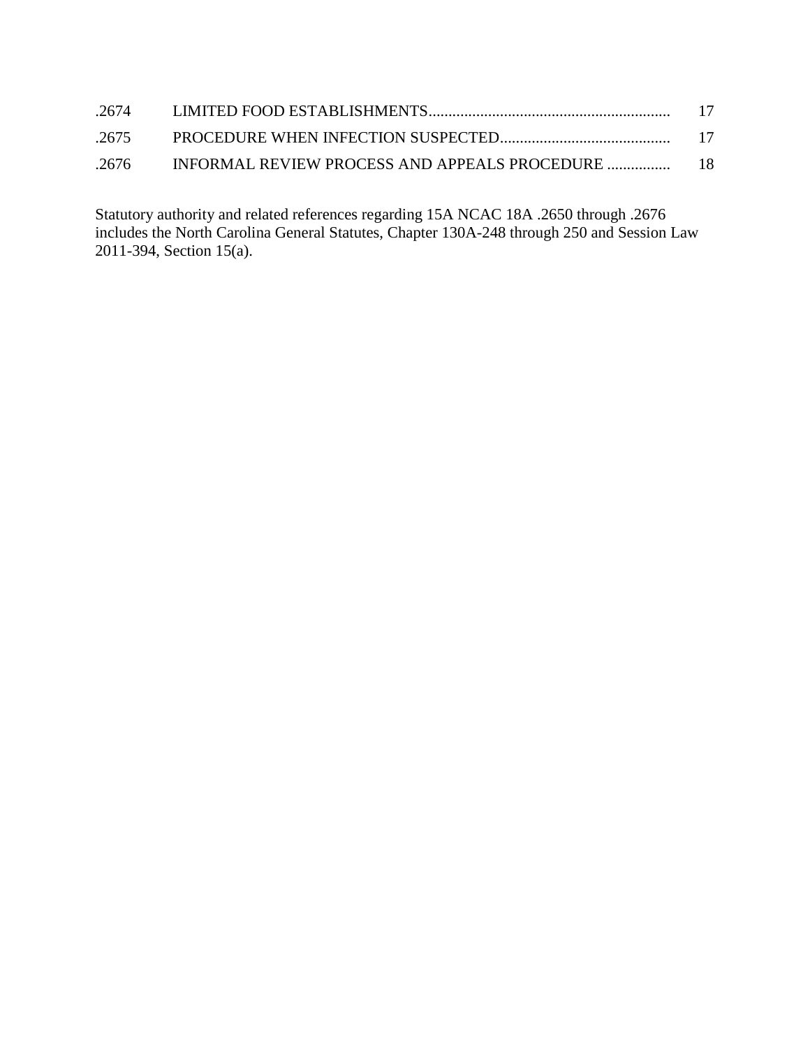| | | |
|---|---|---|
| .2674 | LIMITED FOOD ESTABLISHMENTS............................................................ | 17 |
| .2675 | PROCEDURE WHEN INFECTION SUSPECTED........................................... | 17 |
| .2676 | INFORMAL REVIEW PROCESS AND APPEALS PROCEDURE ................ | 18 |

Statutory authority and related references regarding 15A NCAC 18A .2650 through .2676 includes the North Carolina General Statutes, Chapter 130A-248 through 250 and Session Law 2011-394, Section 15(a).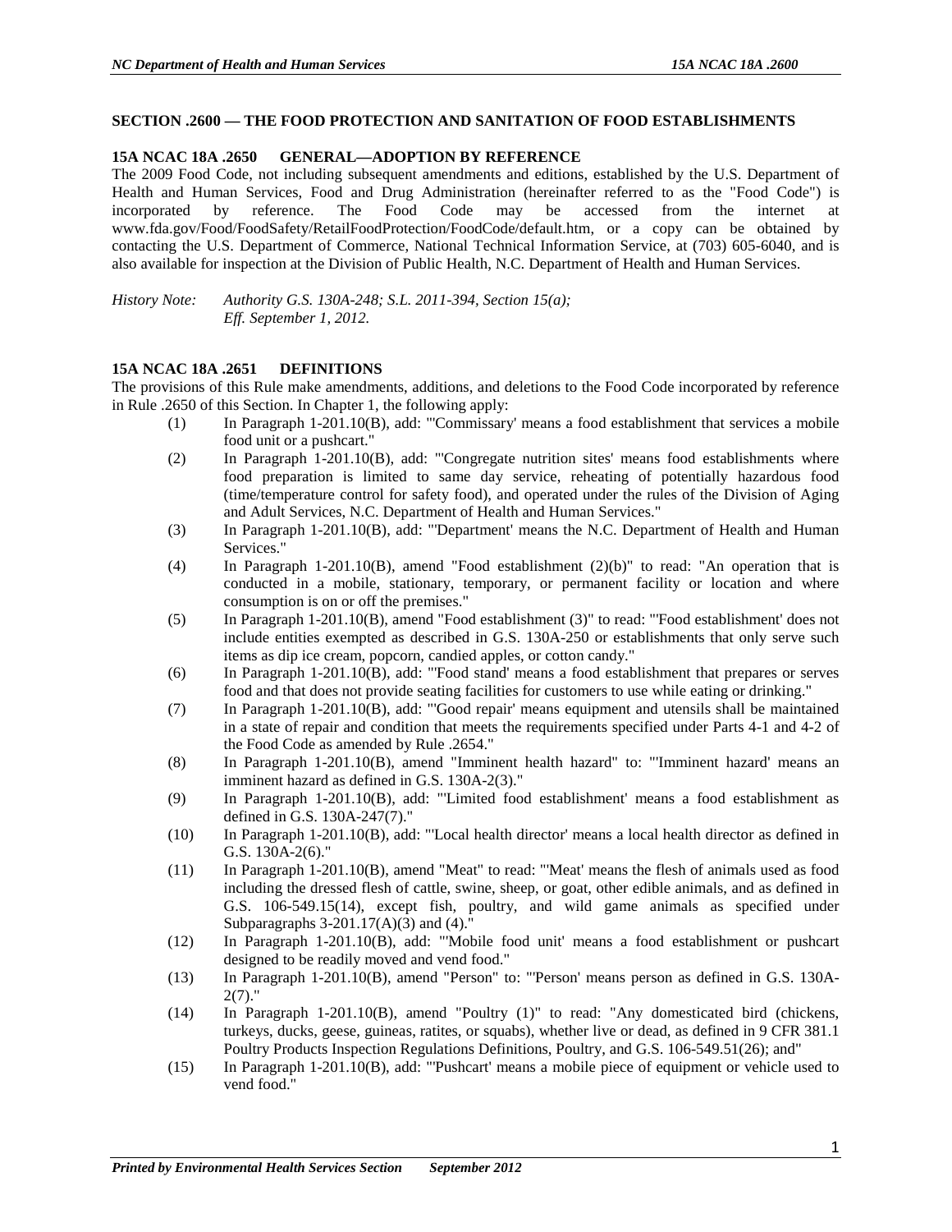**SECTION .2600 — THE FOOD PROTECTION AND SANITATION OF FOOD ESTABLISHMENTS**

**15A NCAC 18A .2650 GENERAL—ADOPTION BY REFERENCE**

The 2009 Food Code, not including subsequent amendments and editions, established by the U.S. Department of Health and Human Services, Food and Drug Administration (hereinafter referred to as the "Food Code") is incorporated by reference. The Food Code may be accessed from the internet at www.fda.gov/Food/FoodSafety/RetailFoodProtection/FoodCode/default.htm, or a copy can be obtained by contacting the U.S. Department of Commerce, National Technical Information Service, at (703) 605-6040, and is also available for inspection at the Division of Public Health, N.C. Department of Health and Human Services.

*History Note: Authority G.S. 130A-248; S.L. 2011-394, Section 15(a);*
*Eff. September 1, 2012.*

**15A NCAC 18A .2651 DEFINITIONS**

The provisions of this Rule make amendments, additions, and deletions to the Food Code incorporated by reference in Rule .2650 of this Section. In Chapter 1, the following apply:

(1) In Paragraph 1-201.10(B), add: "'Commissary' means a food establishment that services a mobile food unit or a pushcart."

(2) In Paragraph 1-201.10(B), add: "'Congregate nutrition sites' means food establishments where food preparation is limited to same day service, reheating of potentially hazardous food (time/temperature control for safety food), and operated under the rules of the Division of Aging and Adult Services, N.C. Department of Health and Human Services."

(3) In Paragraph 1-201.10(B), add: "'Department' means the N.C. Department of Health and Human Services."

(4) In Paragraph 1-201.10(B), amend "Food establishment (2)(b)" to read: "An operation that is conducted in a mobile, stationary, temporary, or permanent facility or location and where consumption is on or off the premises."

(5) In Paragraph 1-201.10(B), amend "Food establishment (3)" to read: "'Food establishment' does not include entities exempted as described in G.S. 130A-250 or establishments that only serve such items as dip ice cream, popcorn, candied apples, or cotton candy."

(6) In Paragraph 1-201.10(B), add: "'Food stand' means a food establishment that prepares or serves food and that does not provide seating facilities for customers to use while eating or drinking."

(7) In Paragraph 1-201.10(B), add: "'Good repair' means equipment and utensils shall be maintained in a state of repair and condition that meets the requirements specified under Parts 4-1 and 4-2 of the Food Code as amended by Rule .2654."

(8) In Paragraph 1-201.10(B), amend "Imminent health hazard" to: "'Imminent hazard' means an imminent hazard as defined in G.S. 130A-2(3)."

(9) In Paragraph 1-201.10(B), add: "'Limited food establishment' means a food establishment as defined in G.S. 130A-247(7)."

(10) In Paragraph 1-201.10(B), add: "'Local health director' means a local health director as defined in G.S. 130A-2(6)."

(11) In Paragraph 1-201.10(B), amend "Meat" to read: "'Meat' means the flesh of animals used as food including the dressed flesh of cattle, swine, sheep, or goat, other edible animals, and as defined in G.S. 106-549.15(14), except fish, poultry, and wild game animals as specified under Subparagraphs 3-201.17(A)(3) and (4)."

(12) In Paragraph 1-201.10(B), add: "'Mobile food unit' means a food establishment or pushcart designed to be readily moved and vend food."

(13) In Paragraph 1-201.10(B), amend "Person" to: "'Person' means person as defined in G.S. 130A-2(7)."

(14) In Paragraph 1-201.10(B), amend "Poultry (1)" to read: "Any domesticated bird (chickens, turkeys, ducks, geese, guineas, ratites, or squabs), whether live or dead, as defined in 9 CFR 381.1 Poultry Products Inspection Regulations Definitions, Poultry, and G.S. 106-549.51(26); and"

(15) In Paragraph 1-201.10(B), add: "'Pushcart' means a mobile piece of equipment or vehicle used to vend food."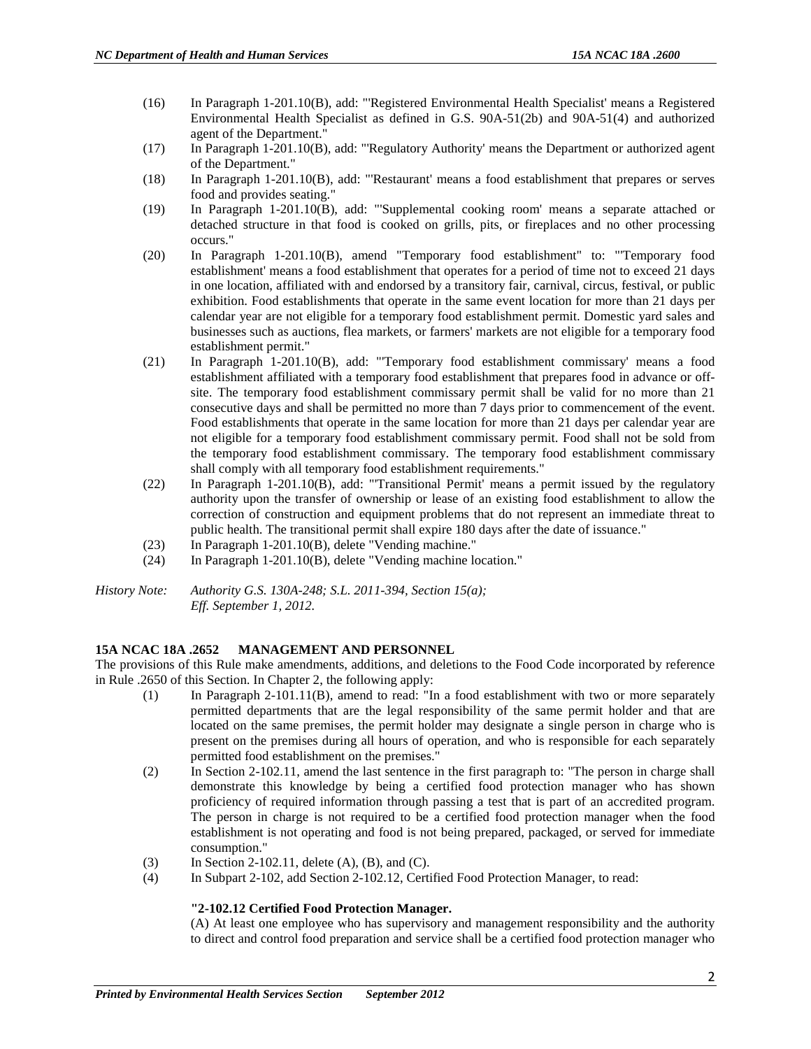(16) In Paragraph 1-201.10(B), add: "'Registered Environmental Health Specialist' means a Registered Environmental Health Specialist as defined in G.S. 90A-51(2b) and 90A-51(4) and authorized agent of the Department."

(17) In Paragraph 1-201.10(B), add: "'Regulatory Authority' means the Department or authorized agent of the Department."

(18) In Paragraph 1-201.10(B), add: "'Restaurant' means a food establishment that prepares or serves food and provides seating."

(19) In Paragraph 1-201.10(B), add: "'Supplemental cooking room' means a separate attached or detached structure in that food is cooked on grills, pits, or fireplaces and no other processing occurs."

(20) In Paragraph 1-201.10(B), amend "Temporary food establishment" to: "'Temporary food establishment' means a food establishment that operates for a period of time not to exceed 21 days in one location, affiliated with and endorsed by a transitory fair, carnival, circus, festival, or public exhibition. Food establishments that operate in the same event location for more than 21 days per calendar year are not eligible for a temporary food establishment permit. Domestic yard sales and businesses such as auctions, flea markets, or farmers' markets are not eligible for a temporary food establishment permit."

(21) In Paragraph 1-201.10(B), add: "'Temporary food establishment commissary' means a food establishment affiliated with a temporary food establishment that prepares food in advance or off-site. The temporary food establishment commissary permit shall be valid for no more than 21 consecutive days and shall be permitted no more than 7 days prior to commencement of the event. Food establishments that operate in the same location for more than 21 days per calendar year are not eligible for a temporary food establishment commissary permit. Food shall not be sold from the temporary food establishment commissary. The temporary food establishment commissary shall comply with all temporary food establishment requirements."

(22) In Paragraph 1-201.10(B), add: "'Transitional Permit' means a permit issued by the regulatory authority upon the transfer of ownership or lease of an existing food establishment to allow the correction of construction and equipment problems that do not represent an immediate threat to public health. The transitional permit shall expire 180 days after the date of issuance."

(23) In Paragraph 1-201.10(B), delete "Vending machine."

(24) In Paragraph 1-201.10(B), delete "Vending machine location."

*History Note: Authority G.S. 130A-248; S.L. 2011-394, Section 15(a);*
*Eff. September 1, 2012.*

**15A NCAC 18A .2652 MANAGEMENT AND PERSONNEL**

The provisions of this Rule make amendments, additions, and deletions to the Food Code incorporated by reference in Rule .2650 of this Section. In Chapter 2, the following apply:

(1) In Paragraph 2-101.11(B), amend to read: "In a food establishment with two or more separately permitted departments that are the legal responsibility of the same permit holder and that are located on the same premises, the permit holder may designate a single person in charge who is present on the premises during all hours of operation, and who is responsible for each separately permitted food establishment on the premises."

(2) In Section 2-102.11, amend the last sentence in the first paragraph to: "The person in charge shall demonstrate this knowledge by being a certified food protection manager who has shown proficiency of required information through passing a test that is part of an accredited program. The person in charge is not required to be a certified food protection manager when the food establishment is not operating and food is not being prepared, packaged, or served for immediate consumption."

(3) In Section 2-102.11, delete (A), (B), and (C).

(4) In Subpart 2-102, add Section 2-102.12, Certified Food Protection Manager, to read:

**"2-102.12 Certified Food Protection Manager.**

(A) At least one employee who has supervisory and management responsibility and the authority to direct and control food preparation and service shall be a certified food protection manager who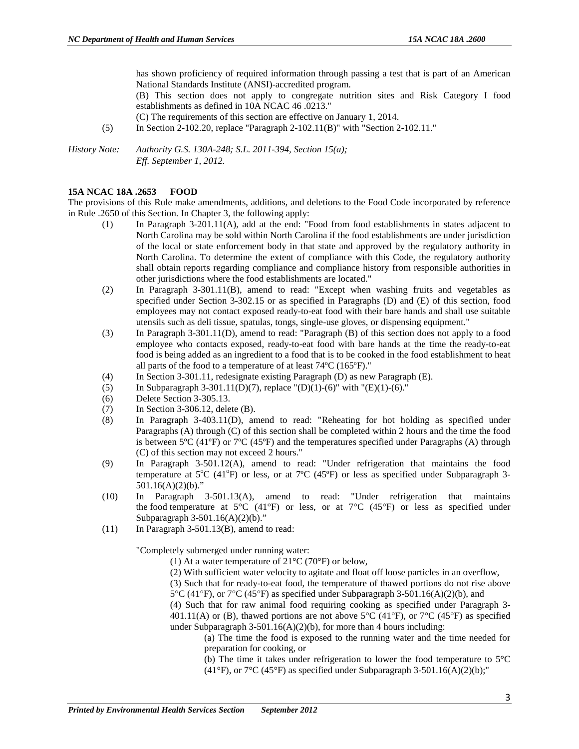has shown proficiency of required information through passing a test that is part of an American National Standards Institute (ANSI)-accredited program.

(B) This section does not apply to congregate nutrition sites and Risk Category I food establishments as defined in 10A NCAC 46 .0213."

(C) The requirements of this section are effective on January 1, 2014.

(5) In Section 2-102.20, replace "Paragraph 2-102.11(B)" with "Section 2-102.11."

*History Note: Authority G.S. 130A-248; S.L. 2011-394, Section 15(a); Eff. September 1, 2012.*

**15A NCAC 18A .2653 FOOD**

The provisions of this Rule make amendments, additions, and deletions to the Food Code incorporated by reference in Rule .2650 of this Section. In Chapter 3, the following apply:

(1) In Paragraph 3-201.11(A), add at the end: "Food from food establishments in states adjacent to North Carolina may be sold within North Carolina if the food establishments are under jurisdiction of the local or state enforcement body in that state and approved by the regulatory authority in North Carolina. To determine the extent of compliance with this Code, the regulatory authority shall obtain reports regarding compliance and compliance history from responsible authorities in other jurisdictions where the food establishments are located."

(2) In Paragraph 3-301.11(B), amend to read: "Except when washing fruits and vegetables as specified under Section 3-302.15 or as specified in Paragraphs (D) and (E) of this section, food employees may not contact exposed ready-to-eat food with their bare hands and shall use suitable utensils such as deli tissue, spatulas, tongs, single-use gloves, or dispensing equipment."

(3) In Paragraph 3-301.11(D), amend to read: "Paragraph (B) of this section does not apply to a food employee who contacts exposed, ready-to-eat food with bare hands at the time the ready-to-eat food is being added as an ingredient to a food that is to be cooked in the food establishment to heat all parts of the food to a temperature of at least 74ºC (165ºF)."

(4) In Section 3-301.11, redesignate existing Paragraph (D) as new Paragraph (E).

(5) In Subparagraph 3-301.11(D)(7), replace "(D)(1)-(6)" with "(E)(1)-(6)."

(6) Delete Section 3-305.13.

(7) In Section 3-306.12, delete (B).

(8) In Paragraph 3-403.11(D), amend to read: "Reheating for hot holding as specified under Paragraphs (A) through (C) of this section shall be completed within 2 hours and the time the food is between 5ºC (41ºF) or 7ºC (45ºF) and the temperatures specified under Paragraphs (A) through (C) of this section may not exceed 2 hours."

(9) In Paragraph 3-501.12(A), amend to read: "Under refrigeration that maintains the food temperature at 5ºC (41ºF) or less, or at 7ºC (45ºF) or less as specified under Subparagraph 3-501.16(A)(2)(b)."

(10) In Paragraph 3-501.13(A), amend to read: "Under refrigeration that maintains the food temperature at 5°C (41°F) or less, or at 7°C (45°F) or less as specified under Subparagraph 3-501.16(A)(2)(b)."

(11) In Paragraph 3-501.13(B), amend to read:

"Completely submerged under running water:

(1) At a water temperature of 21°C (70°F) or below,

(2) With sufficient water velocity to agitate and float off loose particles in an overflow,

(3) Such that for ready-to-eat food, the temperature of thawed portions do not rise above 5°C (41°F), or 7°C (45°F) as specified under Subparagraph 3-501.16(A)(2)(b), and

(4) Such that for raw animal food requiring cooking as specified under Paragraph 3-401.11(A) or (B), thawed portions are not above 5°C (41°F), or 7°C (45°F) as specified under Subparagraph 3-501.16(A)(2)(b), for more than 4 hours including:

(a) The time the food is exposed to the running water and the time needed for preparation for cooking, or

(b) The time it takes under refrigeration to lower the food temperature to 5°C (41°F), or 7°C (45°F) as specified under Subparagraph 3-501.16(A)(2)(b);"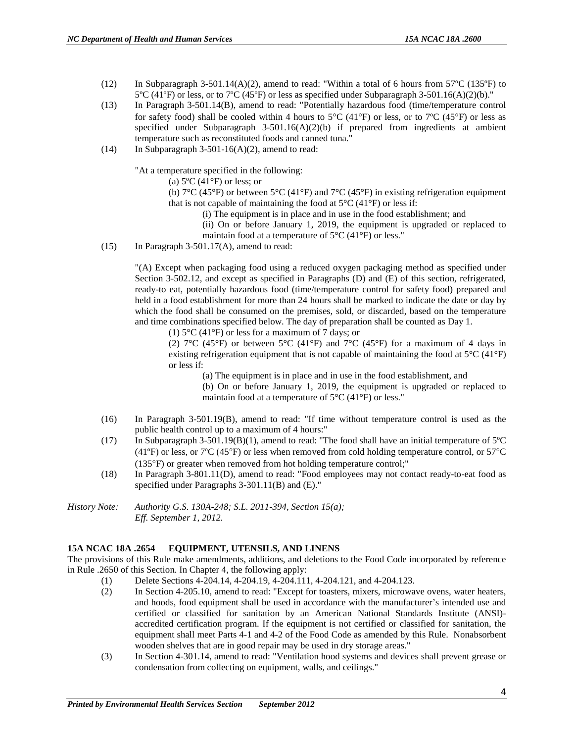(12) In Subparagraph 3-501.14(A)(2), amend to read: "Within a total of 6 hours from 57ºC (135ºF) to 5ºC (41ºF) or less, or to 7ºC (45ºF) or less as specified under Subparagraph 3-501.16(A)(2)(b)."

(13) In Paragraph 3-501.14(B), amend to read: "Potentially hazardous food (time/temperature control for safety food) shall be cooled within 4 hours to 5°C (41°F) or less, or to 7ºC (45°F) or less as specified under Subparagraph 3-501.16(A)(2)(b) if prepared from ingredients at ambient temperature such as reconstituted foods and canned tuna."

(14) In Subparagraph 3-501-16(A)(2), amend to read:

"At a temperature specified in the following:

(a) 5ºC (41°F) or less; or

(b) 7°C (45°F) or between 5°C (41°F) and 7°C (45°F) in existing refrigeration equipment that is not capable of maintaining the food at 5°C (41°F) or less if:

(i) The equipment is in place and in use in the food establishment; and

(ii) On or before January 1, 2019, the equipment is upgraded or replaced to maintain food at a temperature of 5°C (41°F) or less."

(15) In Paragraph 3-501.17(A), amend to read:

"(A) Except when packaging food using a reduced oxygen packaging method as specified under Section 3-502.12, and except as specified in Paragraphs (D) and (E) of this section, refrigerated, ready-to eat, potentially hazardous food (time/temperature control for safety food) prepared and held in a food establishment for more than 24 hours shall be marked to indicate the date or day by which the food shall be consumed on the premises, sold, or discarded, based on the temperature and time combinations specified below. The day of preparation shall be counted as Day 1.

(1) 5°C (41°F) or less for a maximum of 7 days; or

(2) 7°C (45°F) or between 5°C (41°F) and 7°C (45°F) for a maximum of 4 days in existing refrigeration equipment that is not capable of maintaining the food at 5°C (41°F) or less if:

(a) The equipment is in place and in use in the food establishment, and

(b) On or before January 1, 2019, the equipment is upgraded or replaced to maintain food at a temperature of 5°C (41°F) or less."

(16) In Paragraph 3-501.19(B), amend to read: "If time without temperature control is used as the public health control up to a maximum of 4 hours:"

(17) In Subparagraph 3-501.19(B)(1), amend to read: "The food shall have an initial temperature of 5ºC (41ºF) or less, or 7ºC (45°F) or less when removed from cold holding temperature control, or 57°C (135°F) or greater when removed from hot holding temperature control;"

(18) In Paragraph 3-801.11(D), amend to read: "Food employees may not contact ready-to-eat food as specified under Paragraphs 3-301.11(B) and (E)."

*History Note: Authority G.S. 130A-248; S.L. 2011-394, Section 15(a); Eff. September 1, 2012.*

**15A NCAC 18A .2654 EQUIPMENT, UTENSILS, AND LINENS**

The provisions of this Rule make amendments, additions, and deletions to the Food Code incorporated by reference in Rule .2650 of this Section. In Chapter 4, the following apply:

(1) Delete Sections 4-204.14, 4-204.19, 4-204.111, 4-204.121, and 4-204.123.

(2) In Section 4-205.10, amend to read: "Except for toasters, mixers, microwave ovens, water heaters, and hoods, food equipment shall be used in accordance with the manufacturer's intended use and certified or classified for sanitation by an American National Standards Institute (ANSI)-accredited certification program. If the equipment is not certified or classified for sanitation, the equipment shall meet Parts 4-1 and 4-2 of the Food Code as amended by this Rule. Nonabsorbent wooden shelves that are in good repair may be used in dry storage areas."

(3) In Section 4-301.14, amend to read: "Ventilation hood systems and devices shall prevent grease or condensation from collecting on equipment, walls, and ceilings."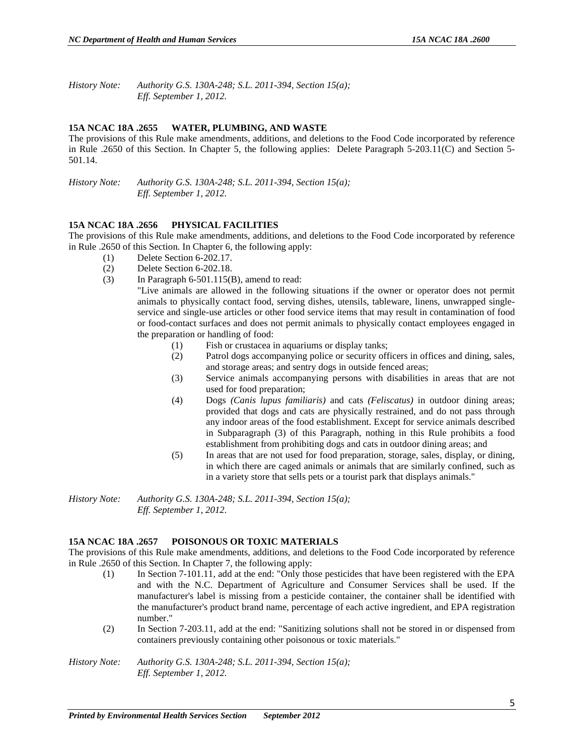*History Note: Authority G.S. 130A-248; S.L. 2011-394, Section 15(a);*
*Eff. September 1, 2012.*

**15A NCAC 18A .2655 WATER, PLUMBING, AND WASTE**

The provisions of this Rule make amendments, additions, and deletions to the Food Code incorporated by reference in Rule .2650 of this Section. In Chapter 5, the following applies: Delete Paragraph 5-203.11(C) and Section 5-501.14.

*History Note: Authority G.S. 130A-248; S.L. 2011-394, Section 15(a);*
*Eff. September 1, 2012.*

**15A NCAC 18A .2656 PHYSICAL FACILITIES**

The provisions of this Rule make amendments, additions, and deletions to the Food Code incorporated by reference in Rule .2650 of this Section. In Chapter 6, the following apply:

(1) Delete Section 6-202.17.

(2) Delete Section 6-202.18.

(3) In Paragraph 6-501.115(B), amend to read:

"Live animals are allowed in the following situations if the owner or operator does not permit animals to physically contact food, serving dishes, utensils, tableware, linens, unwrapped single-service and single-use articles or other food service items that may result in contamination of food or food-contact surfaces and does not permit animals to physically contact employees engaged in the preparation or handling of food:

(1) Fish or crustacea in aquariums or display tanks;

(2) Patrol dogs accompanying police or security officers in offices and dining, sales, and storage areas; and sentry dogs in outside fenced areas;

(3) Service animals accompanying persons with disabilities in areas that are not used for food preparation;

(4) Dogs *(Canis lupus familiaris)* and cats *(Feliscatus)* in outdoor dining areas; provided that dogs and cats are physically restrained, and do not pass through any indoor areas of the food establishment. Except for service animals described in Subparagraph (3) of this Paragraph, nothing in this Rule prohibits a food establishment from prohibiting dogs and cats in outdoor dining areas; and

(5) In areas that are not used for food preparation, storage, sales, display, or dining, in which there are caged animals or animals that are similarly confined, such as in a variety store that sells pets or a tourist park that displays animals."

*History Note: Authority G.S. 130A-248; S.L. 2011-394, Section 15(a);*
*Eff. September 1, 2012.*

**15A NCAC 18A .2657 POISONOUS OR TOXIC MATERIALS**

The provisions of this Rule make amendments, additions, and deletions to the Food Code incorporated by reference in Rule .2650 of this Section. In Chapter 7, the following apply:

(1) In Section 7-101.11, add at the end: "Only those pesticides that have been registered with the EPA and with the N.C. Department of Agriculture and Consumer Services shall be used. If the manufacturer's label is missing from a pesticide container, the container shall be identified with the manufacturer's product brand name, percentage of each active ingredient, and EPA registration number."

(2) In Section 7-203.11, add at the end: "Sanitizing solutions shall not be stored in or dispensed from containers previously containing other poisonous or toxic materials."

*History Note: Authority G.S. 130A-248; S.L. 2011-394, Section 15(a);*
*Eff. September 1, 2012.*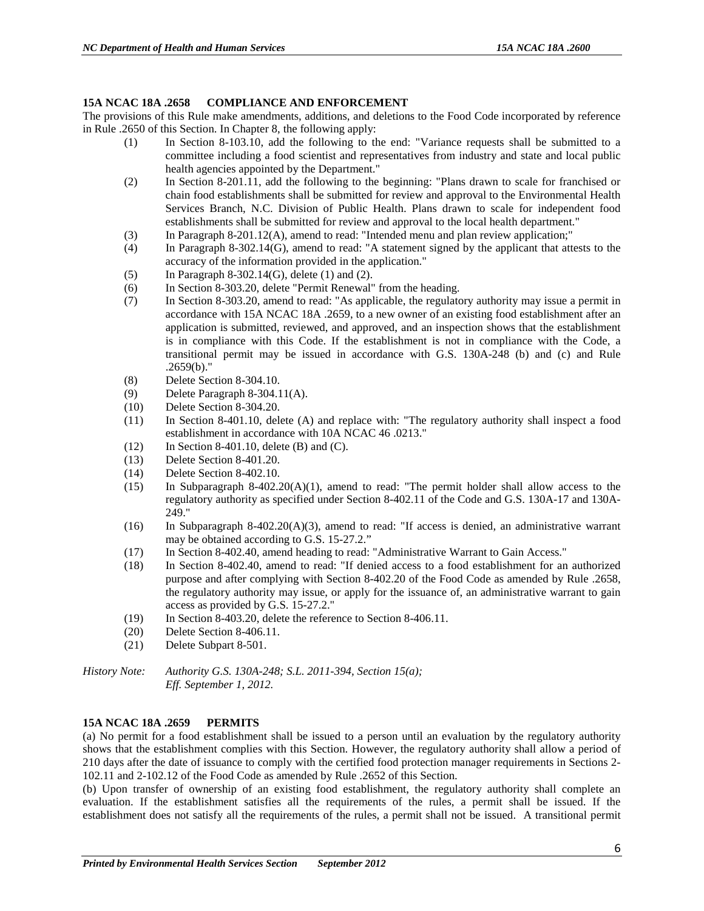### 15A NCAC 18A .2658 COMPLIANCE AND ENFORCEMENT

The provisions of this Rule make amendments, additions, and deletions to the Food Code incorporated by reference in Rule .2650 of this Section. In Chapter 8, the following apply:

(1) In Section 8-103.10, add the following to the end: "Variance requests shall be submitted to a committee including a food scientist and representatives from industry and state and local public health agencies appointed by the Department."

(2) In Section 8-201.11, add the following to the beginning: "Plans drawn to scale for franchised or chain food establishments shall be submitted for review and approval to the Environmental Health Services Branch, N.C. Division of Public Health. Plans drawn to scale for independent food establishments shall be submitted for review and approval to the local health department."

(3) In Paragraph 8-201.12(A), amend to read: "Intended menu and plan review application;"

(4) In Paragraph 8-302.14(G), amend to read: "A statement signed by the applicant that attests to the accuracy of the information provided in the application."

(5) In Paragraph 8-302.14(G), delete (1) and (2).

(6) In Section 8-303.20, delete "Permit Renewal" from the heading.

(7) In Section 8-303.20, amend to read: "As applicable, the regulatory authority may issue a permit in accordance with 15A NCAC 18A .2659, to a new owner of an existing food establishment after an application is submitted, reviewed, and approved, and an inspection shows that the establishment is in compliance with this Code. If the establishment is not in compliance with the Code, a transitional permit may be issued in accordance with G.S. 130A-248 (b) and (c) and Rule .2659(b)."

(8) Delete Section 8-304.10.

(9) Delete Paragraph 8-304.11(A).

(10) Delete Section 8-304.20.

(11) In Section 8-401.10, delete (A) and replace with: "The regulatory authority shall inspect a food establishment in accordance with 10A NCAC 46 .0213."

(12) In Section 8-401.10, delete (B) and (C).

(13) Delete Section 8-401.20.

(14) Delete Section 8-402.10.

(15) In Subparagraph 8-402.20(A)(1), amend to read: "The permit holder shall allow access to the regulatory authority as specified under Section 8-402.11 of the Code and G.S. 130A-17 and 130A-249."

(16) In Subparagraph 8-402.20(A)(3), amend to read: "If access is denied, an administrative warrant may be obtained according to G.S. 15-27.2."

(17) In Section 8-402.40, amend heading to read: "Administrative Warrant to Gain Access."

(18) In Section 8-402.40, amend to read: "If denied access to a food establishment for an authorized purpose and after complying with Section 8-402.20 of the Food Code as amended by Rule .2658, the regulatory authority may issue, or apply for the issuance of, an administrative warrant to gain access as provided by G.S. 15-27.2."

(19) In Section 8-403.20, delete the reference to Section 8-406.11.

(20) Delete Section 8-406.11.

(21) Delete Subpart 8-501.

*History Note: Authority G.S. 130A-248; S.L. 2011-394, Section 15(a);*
*Eff. September 1, 2012.*

### 15A NCAC 18A .2659 PERMITS

(a) No permit for a food establishment shall be issued to a person until an evaluation by the regulatory authority shows that the establishment complies with this Section. However, the regulatory authority shall allow a period of 210 days after the date of issuance to comply with the certified food protection manager requirements in Sections 2-102.11 and 2-102.12 of the Food Code as amended by Rule .2652 of this Section.

(b) Upon transfer of ownership of an existing food establishment, the regulatory authority shall complete an evaluation. If the establishment satisfies all the requirements of the rules, a permit shall be issued. If the establishment does not satisfy all the requirements of the rules, a permit shall not be issued. A transitional permit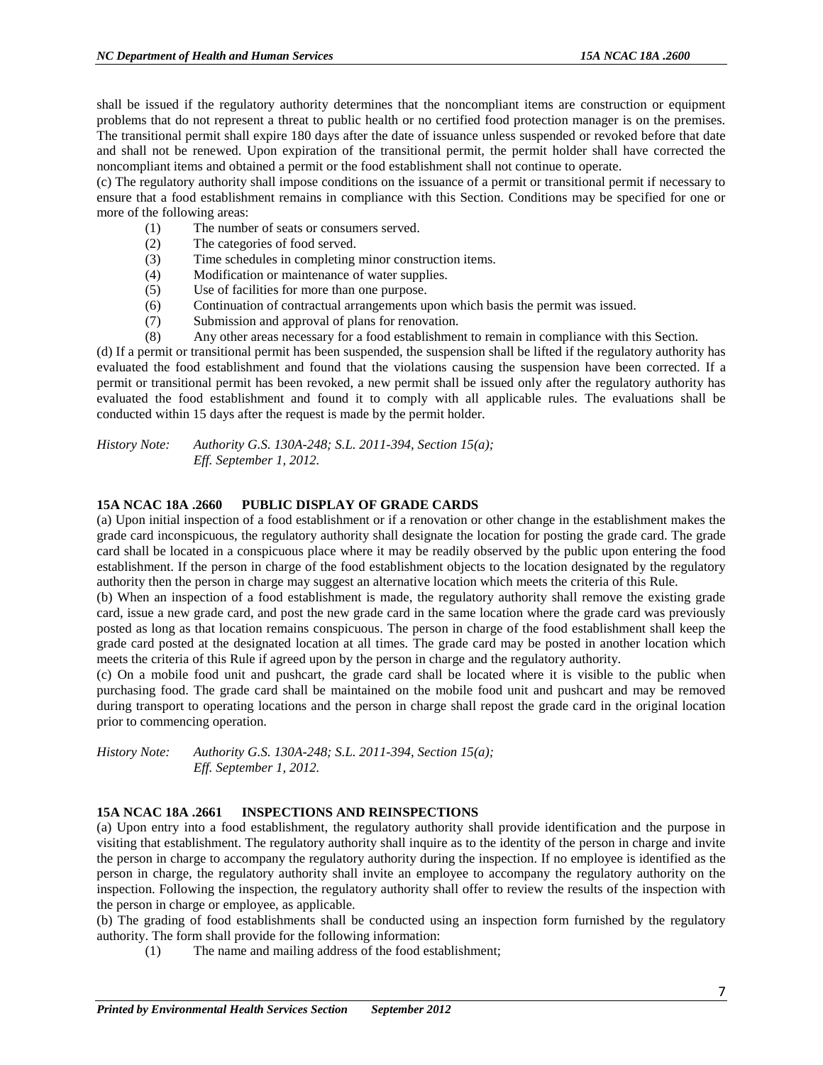shall be issued if the regulatory authority determines that the noncompliant items are construction or equipment problems that do not represent a threat to public health or no certified food protection manager is on the premises. The transitional permit shall expire 180 days after the date of issuance unless suspended or revoked before that date and shall not be renewed. Upon expiration of the transitional permit, the permit holder shall have corrected the noncompliant items and obtained a permit or the food establishment shall not continue to operate.

(c) The regulatory authority shall impose conditions on the issuance of a permit or transitional permit if necessary to ensure that a food establishment remains in compliance with this Section. Conditions may be specified for one or more of the following areas:

- (1) The number of seats or consumers served.
- (2) The categories of food served.
- (3) Time schedules in completing minor construction items.
- (4) Modification or maintenance of water supplies.
- (5) Use of facilities for more than one purpose.
- (6) Continuation of contractual arrangements upon which basis the permit was issued.
- (7) Submission and approval of plans for renovation.
- (8) Any other areas necessary for a food establishment to remain in compliance with this Section.

(d) If a permit or transitional permit has been suspended, the suspension shall be lifted if the regulatory authority has evaluated the food establishment and found that the violations causing the suspension have been corrected. If a permit or transitional permit has been revoked, a new permit shall be issued only after the regulatory authority has evaluated the food establishment and found it to comply with all applicable rules. The evaluations shall be conducted within 15 days after the request is made by the permit holder.

*History Note: Authority G.S. 130A-248; S.L. 2011-394, Section 15(a);*
*Eff. September 1, 2012.*

### 15A NCAC 18A .2660 PUBLIC DISPLAY OF GRADE CARDS

(a) Upon initial inspection of a food establishment or if a renovation or other change in the establishment makes the grade card inconspicuous, the regulatory authority shall designate the location for posting the grade card. The grade card shall be located in a conspicuous place where it may be readily observed by the public upon entering the food establishment. If the person in charge of the food establishment objects to the location designated by the regulatory authority then the person in charge may suggest an alternative location which meets the criteria of this Rule.

(b) When an inspection of a food establishment is made, the regulatory authority shall remove the existing grade card, issue a new grade card, and post the new grade card in the same location where the grade card was previously posted as long as that location remains conspicuous. The person in charge of the food establishment shall keep the grade card posted at the designated location at all times. The grade card may be posted in another location which meets the criteria of this Rule if agreed upon by the person in charge and the regulatory authority.

(c) On a mobile food unit and pushcart, the grade card shall be located where it is visible to the public when purchasing food. The grade card shall be maintained on the mobile food unit and pushcart and may be removed during transport to operating locations and the person in charge shall repost the grade card in the original location prior to commencing operation.

*History Note: Authority G.S. 130A-248; S.L. 2011-394, Section 15(a);*
*Eff. September 1, 2012.*

### 15A NCAC 18A .2661 INSPECTIONS AND REINSPECTIONS

(a) Upon entry into a food establishment, the regulatory authority shall provide identification and the purpose in visiting that establishment. The regulatory authority shall inquire as to the identity of the person in charge and invite the person in charge to accompany the regulatory authority during the inspection. If no employee is identified as the person in charge, the regulatory authority shall invite an employee to accompany the regulatory authority on the inspection. Following the inspection, the regulatory authority shall offer to review the results of the inspection with the person in charge or employee, as applicable.

(b) The grading of food establishments shall be conducted using an inspection form furnished by the regulatory authority. The form shall provide for the following information:

- (1) The name and mailing address of the food establishment;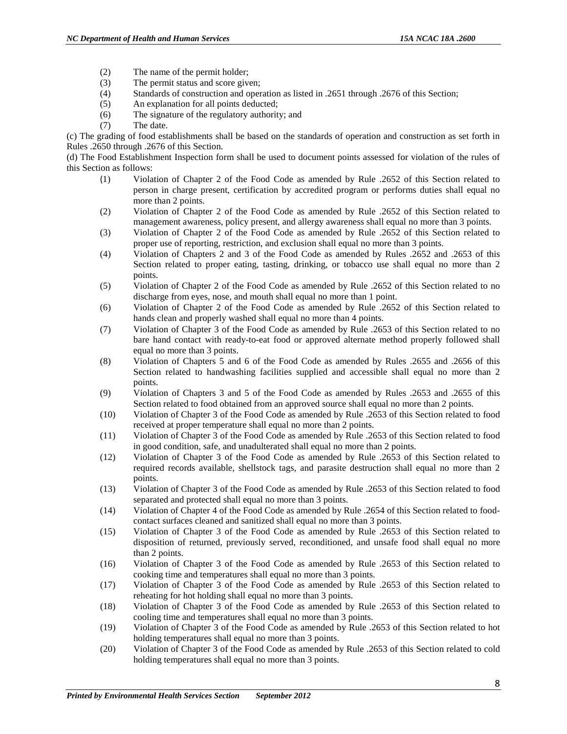(2) The name of the permit holder;
(3) The permit status and score given;
(4) Standards of construction and operation as listed in .2651 through .2676 of this Section;
(5) An explanation for all points deducted;
(6) The signature of the regulatory authority; and
(7) The date.

(c) The grading of food establishments shall be based on the standards of operation and construction as set forth in Rules .2650 through .2676 of this Section.

(d) The Food Establishment Inspection form shall be used to document points assessed for violation of the rules of this Section as follows:

(1) Violation of Chapter 2 of the Food Code as amended by Rule .2652 of this Section related to person in charge present, certification by accredited program or performs duties shall equal no more than 2 points.
(2) Violation of Chapter 2 of the Food Code as amended by Rule .2652 of this Section related to management awareness, policy present, and allergy awareness shall equal no more than 3 points.
(3) Violation of Chapter 2 of the Food Code as amended by Rule .2652 of this Section related to proper use of reporting, restriction, and exclusion shall equal no more than 3 points.
(4) Violation of Chapters 2 and 3 of the Food Code as amended by Rules .2652 and .2653 of this Section related to proper eating, tasting, drinking, or tobacco use shall equal no more than 2 points.
(5) Violation of Chapter 2 of the Food Code as amended by Rule .2652 of this Section related to no discharge from eyes, nose, and mouth shall equal no more than 1 point.
(6) Violation of Chapter 2 of the Food Code as amended by Rule .2652 of this Section related to hands clean and properly washed shall equal no more than 4 points.
(7) Violation of Chapter 3 of the Food Code as amended by Rule .2653 of this Section related to no bare hand contact with ready-to-eat food or approved alternate method properly followed shall equal no more than 3 points.
(8) Violation of Chapters 5 and 6 of the Food Code as amended by Rules .2655 and .2656 of this Section related to handwashing facilities supplied and accessible shall equal no more than 2 points.
(9) Violation of Chapters 3 and 5 of the Food Code as amended by Rules .2653 and .2655 of this Section related to food obtained from an approved source shall equal no more than 2 points.
(10) Violation of Chapter 3 of the Food Code as amended by Rule .2653 of this Section related to food received at proper temperature shall equal no more than 2 points.
(11) Violation of Chapter 3 of the Food Code as amended by Rule .2653 of this Section related to food in good condition, safe, and unadulterated shall equal no more than 2 points.
(12) Violation of Chapter 3 of the Food Code as amended by Rule .2653 of this Section related to required records available, shellstock tags, and parasite destruction shall equal no more than 2 points.
(13) Violation of Chapter 3 of the Food Code as amended by Rule .2653 of this Section related to food separated and protected shall equal no more than 3 points.
(14) Violation of Chapter 4 of the Food Code as amended by Rule .2654 of this Section related to food-contact surfaces cleaned and sanitized shall equal no more than 3 points.
(15) Violation of Chapter 3 of the Food Code as amended by Rule .2653 of this Section related to disposition of returned, previously served, reconditioned, and unsafe food shall equal no more than 2 points.
(16) Violation of Chapter 3 of the Food Code as amended by Rule .2653 of this Section related to cooking time and temperatures shall equal no more than 3 points.
(17) Violation of Chapter 3 of the Food Code as amended by Rule .2653 of this Section related to reheating for hot holding shall equal no more than 3 points.
(18) Violation of Chapter 3 of the Food Code as amended by Rule .2653 of this Section related to cooling time and temperatures shall equal no more than 3 points.
(19) Violation of Chapter 3 of the Food Code as amended by Rule .2653 of this Section related to hot holding temperatures shall equal no more than 3 points.
(20) Violation of Chapter 3 of the Food Code as amended by Rule .2653 of this Section related to cold holding temperatures shall equal no more than 3 points.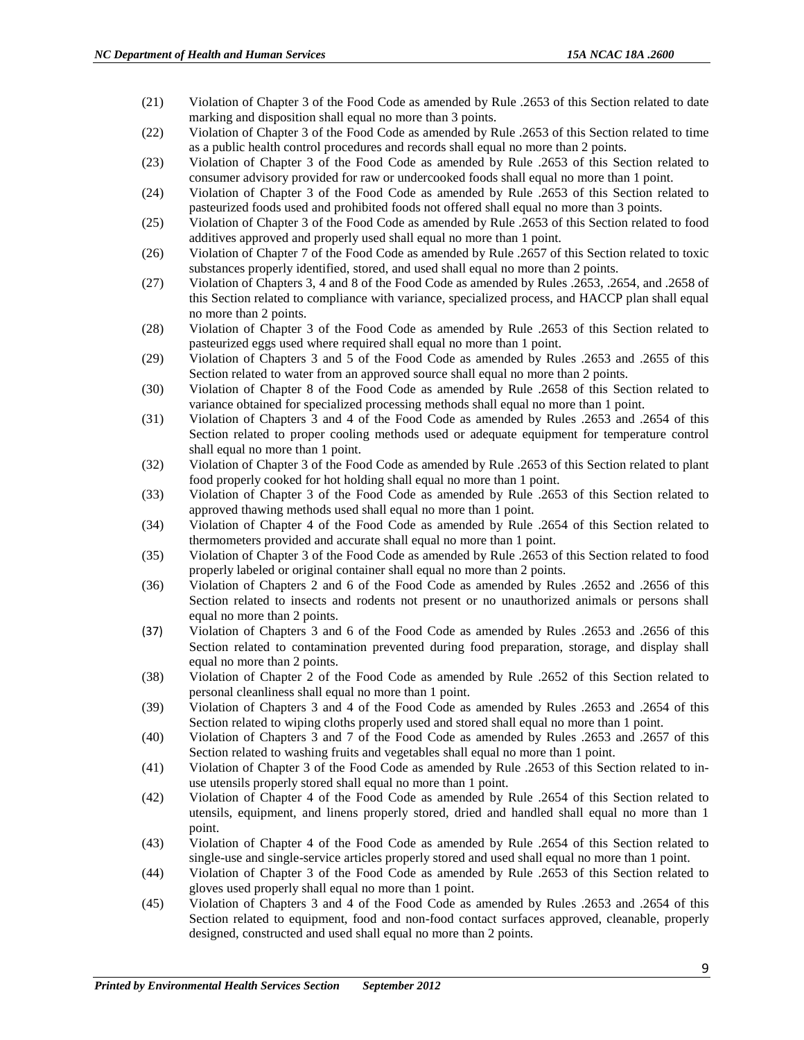(21) Violation of Chapter 3 of the Food Code as amended by Rule .2653 of this Section related to date marking and disposition shall equal no more than 3 points.

(22) Violation of Chapter 3 of the Food Code as amended by Rule .2653 of this Section related to time as a public health control procedures and records shall equal no more than 2 points.

(23) Violation of Chapter 3 of the Food Code as amended by Rule .2653 of this Section related to consumer advisory provided for raw or undercooked foods shall equal no more than 1 point.

(24) Violation of Chapter 3 of the Food Code as amended by Rule .2653 of this Section related to pasteurized foods used and prohibited foods not offered shall equal no more than 3 points.

(25) Violation of Chapter 3 of the Food Code as amended by Rule .2653 of this Section related to food additives approved and properly used shall equal no more than 1 point.

(26) Violation of Chapter 7 of the Food Code as amended by Rule .2657 of this Section related to toxic substances properly identified, stored, and used shall equal no more than 2 points.

(27) Violation of Chapters 3, 4 and 8 of the Food Code as amended by Rules .2653, .2654, and .2658 of this Section related to compliance with variance, specialized process, and HACCP plan shall equal no more than 2 points.

(28) Violation of Chapter 3 of the Food Code as amended by Rule .2653 of this Section related to pasteurized eggs used where required shall equal no more than 1 point.

(29) Violation of Chapters 3 and 5 of the Food Code as amended by Rules .2653 and .2655 of this Section related to water from an approved source shall equal no more than 2 points.

(30) Violation of Chapter 8 of the Food Code as amended by Rule .2658 of this Section related to variance obtained for specialized processing methods shall equal no more than 1 point.

(31) Violation of Chapters 3 and 4 of the Food Code as amended by Rules .2653 and .2654 of this Section related to proper cooling methods used or adequate equipment for temperature control shall equal no more than 1 point.

(32) Violation of Chapter 3 of the Food Code as amended by Rule .2653 of this Section related to plant food properly cooked for hot holding shall equal no more than 1 point.

(33) Violation of Chapter 3 of the Food Code as amended by Rule .2653 of this Section related to approved thawing methods used shall equal no more than 1 point.

(34) Violation of Chapter 4 of the Food Code as amended by Rule .2654 of this Section related to thermometers provided and accurate shall equal no more than 1 point.

(35) Violation of Chapter 3 of the Food Code as amended by Rule .2653 of this Section related to food properly labeled or original container shall equal no more than 2 points.

(36) Violation of Chapters 2 and 6 of the Food Code as amended by Rules .2652 and .2656 of this Section related to insects and rodents not present or no unauthorized animals or persons shall equal no more than 2 points.

(37) Violation of Chapters 3 and 6 of the Food Code as amended by Rules .2653 and .2656 of this Section related to contamination prevented during food preparation, storage, and display shall equal no more than 2 points.

(38) Violation of Chapter 2 of the Food Code as amended by Rule .2652 of this Section related to personal cleanliness shall equal no more than 1 point.

(39) Violation of Chapters 3 and 4 of the Food Code as amended by Rules .2653 and .2654 of this Section related to wiping cloths properly used and stored shall equal no more than 1 point.

(40) Violation of Chapters 3 and 7 of the Food Code as amended by Rules .2653 and .2657 of this Section related to washing fruits and vegetables shall equal no more than 1 point.

(41) Violation of Chapter 3 of the Food Code as amended by Rule .2653 of this Section related to in-use utensils properly stored shall equal no more than 1 point.

(42) Violation of Chapter 4 of the Food Code as amended by Rule .2654 of this Section related to utensils, equipment, and linens properly stored, dried and handled shall equal no more than 1 point.

(43) Violation of Chapter 4 of the Food Code as amended by Rule .2654 of this Section related to single-use and single-service articles properly stored and used shall equal no more than 1 point.

(44) Violation of Chapter 3 of the Food Code as amended by Rule .2653 of this Section related to gloves used properly shall equal no more than 1 point.

(45) Violation of Chapters 3 and 4 of the Food Code as amended by Rules .2653 and .2654 of this Section related to equipment, food and non-food contact surfaces approved, cleanable, properly designed, constructed and used shall equal no more than 2 points.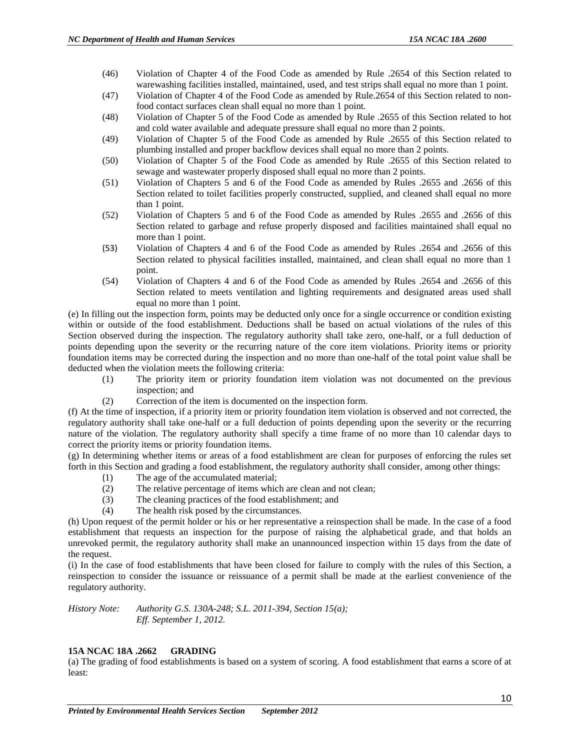(46) Violation of Chapter 4 of the Food Code as amended by Rule .2654 of this Section related to warewashing facilities installed, maintained, used, and test strips shall equal no more than 1 point.

(47) Violation of Chapter 4 of the Food Code as amended by Rule.2654 of this Section related to non-food contact surfaces clean shall equal no more than 1 point.

(48) Violation of Chapter 5 of the Food Code as amended by Rule .2655 of this Section related to hot and cold water available and adequate pressure shall equal no more than 2 points.

(49) Violation of Chapter 5 of the Food Code as amended by Rule .2655 of this Section related to plumbing installed and proper backflow devices shall equal no more than 2 points.

(50) Violation of Chapter 5 of the Food Code as amended by Rule .2655 of this Section related to sewage and wastewater properly disposed shall equal no more than 2 points.

(51) Violation of Chapters 5 and 6 of the Food Code as amended by Rules .2655 and .2656 of this Section related to toilet facilities properly constructed, supplied, and cleaned shall equal no more than 1 point.

(52) Violation of Chapters 5 and 6 of the Food Code as amended by Rules .2655 and .2656 of this Section related to garbage and refuse properly disposed and facilities maintained shall equal no more than 1 point.

(53) Violation of Chapters 4 and 6 of the Food Code as amended by Rules .2654 and .2656 of this Section related to physical facilities installed, maintained, and clean shall equal no more than 1 point.

(54) Violation of Chapters 4 and 6 of the Food Code as amended by Rules .2654 and .2656 of this Section related to meets ventilation and lighting requirements and designated areas used shall equal no more than 1 point.

(e) In filling out the inspection form, points may be deducted only once for a single occurrence or condition existing within or outside of the food establishment. Deductions shall be based on actual violations of the rules of this Section observed during the inspection. The regulatory authority shall take zero, one-half, or a full deduction of points depending upon the severity or the recurring nature of the core item violations. Priority items or priority foundation items may be corrected during the inspection and no more than one-half of the total point value shall be deducted when the violation meets the following criteria:

(1) The priority item or priority foundation item violation was not documented on the previous inspection; and

(2) Correction of the item is documented on the inspection form.

(f) At the time of inspection, if a priority item or priority foundation item violation is observed and not corrected, the regulatory authority shall take one-half or a full deduction of points depending upon the severity or the recurring nature of the violation. The regulatory authority shall specify a time frame of no more than 10 calendar days to correct the priority items or priority foundation items.

(g) In determining whether items or areas of a food establishment are clean for purposes of enforcing the rules set forth in this Section and grading a food establishment, the regulatory authority shall consider, among other things:

(1) The age of the accumulated material;

(2) The relative percentage of items which are clean and not clean;

(3) The cleaning practices of the food establishment; and

(4) The health risk posed by the circumstances.

(h) Upon request of the permit holder or his or her representative a reinspection shall be made. In the case of a food establishment that requests an inspection for the purpose of raising the alphabetical grade, and that holds an unrevoked permit, the regulatory authority shall make an unannounced inspection within 15 days from the date of the request.

(i) In the case of food establishments that have been closed for failure to comply with the rules of this Section, a reinspection to consider the issuance or reissuance of a permit shall be made at the earliest convenience of the regulatory authority.

*History Note: Authority G.S. 130A-248; S.L. 2011-394, Section 15(a);*
*Eff. September 1, 2012.*

### 15A NCAC 18A .2662 GRADING

(a) The grading of food establishments is based on a system of scoring. A food establishment that earns a score of at least: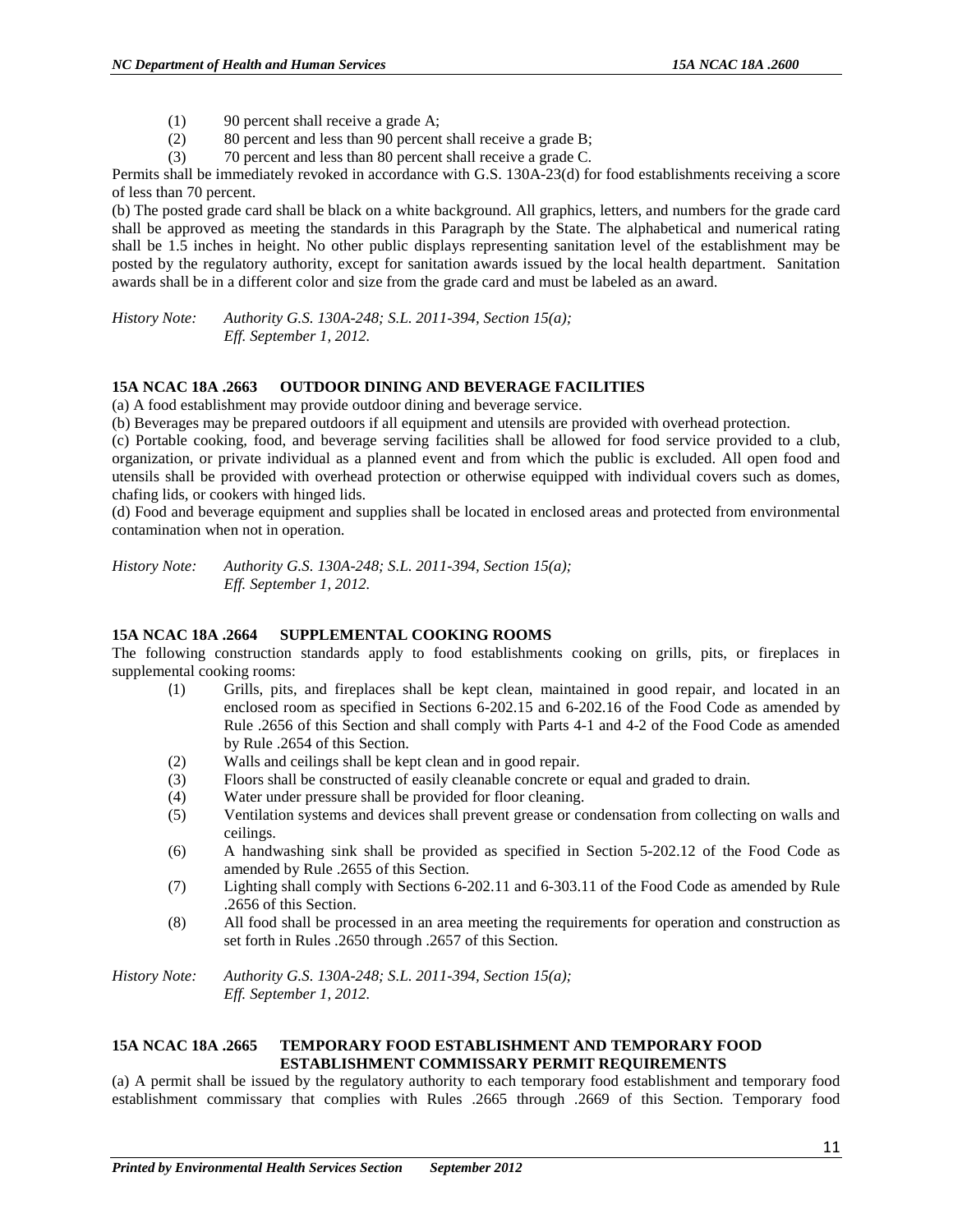(1) 90 percent shall receive a grade A;
(2) 80 percent and less than 90 percent shall receive a grade B;
(3) 70 percent and less than 80 percent shall receive a grade C.

Permits shall be immediately revoked in accordance with G.S. 130A-23(d) for food establishments receiving a score of less than 70 percent.

(b) The posted grade card shall be black on a white background. All graphics, letters, and numbers for the grade card shall be approved as meeting the standards in this Paragraph by the State. The alphabetical and numerical rating shall be 1.5 inches in height. No other public displays representing sanitation level of the establishment may be posted by the regulatory authority, except for sanitation awards issued by the local health department. Sanitation awards shall be in a different color and size from the grade card and must be labeled as an award.

*History Note: Authority G.S. 130A-248; S.L. 2011-394, Section 15(a);*
*Eff. September 1, 2012.*

### 15A NCAC 18A .2663 OUTDOOR DINING AND BEVERAGE FACILITIES

(a) A food establishment may provide outdoor dining and beverage service.

(b) Beverages may be prepared outdoors if all equipment and utensils are provided with overhead protection.

(c) Portable cooking, food, and beverage serving facilities shall be allowed for food service provided to a club, organization, or private individual as a planned event and from which the public is excluded. All open food and utensils shall be provided with overhead protection or otherwise equipped with individual covers such as domes, chafing lids, or cookers with hinged lids.

(d) Food and beverage equipment and supplies shall be located in enclosed areas and protected from environmental contamination when not in operation.

*History Note: Authority G.S. 130A-248; S.L. 2011-394, Section 15(a);*
*Eff. September 1, 2012.*

### 15A NCAC 18A .2664 SUPPLEMENTAL COOKING ROOMS

The following construction standards apply to food establishments cooking on grills, pits, or fireplaces in supplemental cooking rooms:

(1) Grills, pits, and fireplaces shall be kept clean, maintained in good repair, and located in an enclosed room as specified in Sections 6-202.15 and 6-202.16 of the Food Code as amended by Rule .2656 of this Section and shall comply with Parts 4-1 and 4-2 of the Food Code as amended by Rule .2654 of this Section.
(2) Walls and ceilings shall be kept clean and in good repair.
(3) Floors shall be constructed of easily cleanable concrete or equal and graded to drain.
(4) Water under pressure shall be provided for floor cleaning.
(5) Ventilation systems and devices shall prevent grease or condensation from collecting on walls and ceilings.
(6) A handwashing sink shall be provided as specified in Section 5-202.12 of the Food Code as amended by Rule .2655 of this Section.
(7) Lighting shall comply with Sections 6-202.11 and 6-303.11 of the Food Code as amended by Rule .2656 of this Section.
(8) All food shall be processed in an area meeting the requirements for operation and construction as set forth in Rules .2650 through .2657 of this Section.

*History Note: Authority G.S. 130A-248; S.L. 2011-394, Section 15(a);*
*Eff. September 1, 2012.*

### 15A NCAC 18A .2665 TEMPORARY FOOD ESTABLISHMENT AND TEMPORARY FOOD ESTABLISHMENT COMMISSARY PERMIT REQUIREMENTS

(a) A permit shall be issued by the regulatory authority to each temporary food establishment and temporary food establishment commissary that complies with Rules .2665 through .2669 of this Section. Temporary food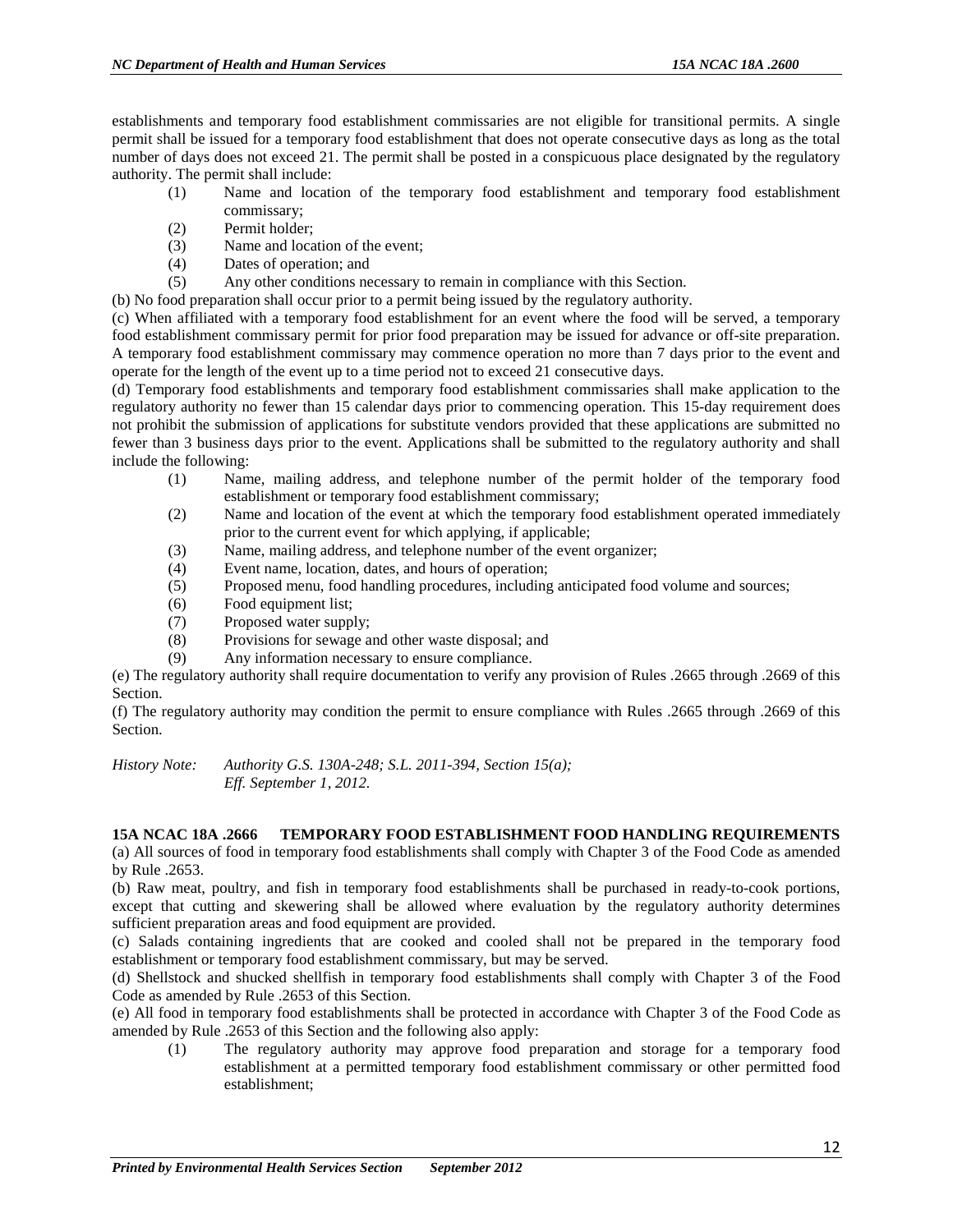establishments and temporary food establishment commissaries are not eligible for transitional permits. A single permit shall be issued for a temporary food establishment that does not operate consecutive days as long as the total number of days does not exceed 21. The permit shall be posted in a conspicuous place designated by the regulatory authority. The permit shall include:

- (1) Name and location of the temporary food establishment and temporary food establishment commissary;
- (2) Permit holder;
- (3) Name and location of the event;
- (4) Dates of operation; and
- (5) Any other conditions necessary to remain in compliance with this Section.

(b) No food preparation shall occur prior to a permit being issued by the regulatory authority.

(c) When affiliated with a temporary food establishment for an event where the food will be served, a temporary food establishment commissary permit for prior food preparation may be issued for advance or off-site preparation. A temporary food establishment commissary may commence operation no more than 7 days prior to the event and operate for the length of the event up to a time period not to exceed 21 consecutive days.

(d) Temporary food establishments and temporary food establishment commissaries shall make application to the regulatory authority no fewer than 15 calendar days prior to commencing operation. This 15-day requirement does not prohibit the submission of applications for substitute vendors provided that these applications are submitted no fewer than 3 business days prior to the event. Applications shall be submitted to the regulatory authority and shall include the following:

- (1) Name, mailing address, and telephone number of the permit holder of the temporary food establishment or temporary food establishment commissary;
- (2) Name and location of the event at which the temporary food establishment operated immediately prior to the current event for which applying, if applicable;
- (3) Name, mailing address, and telephone number of the event organizer;
- (4) Event name, location, dates, and hours of operation;
- (5) Proposed menu, food handling procedures, including anticipated food volume and sources;
- (6) Food equipment list;
- (7) Proposed water supply;
- (8) Provisions for sewage and other waste disposal; and
- (9) Any information necessary to ensure compliance.

(e) The regulatory authority shall require documentation to verify any provision of Rules .2665 through .2669 of this Section.

(f) The regulatory authority may condition the permit to ensure compliance with Rules .2665 through .2669 of this Section.

*History Note: Authority G.S. 130A-248; S.L. 2011-394, Section 15(a);*
*Eff. September 1, 2012.*

### 15A NCAC 18A .2666 TEMPORARY FOOD ESTABLISHMENT FOOD HANDLING REQUIREMENTS

(a) All sources of food in temporary food establishments shall comply with Chapter 3 of the Food Code as amended by Rule .2653.

(b) Raw meat, poultry, and fish in temporary food establishments shall be purchased in ready-to-cook portions, except that cutting and skewering shall be allowed where evaluation by the regulatory authority determines sufficient preparation areas and food equipment are provided.

(c) Salads containing ingredients that are cooked and cooled shall not be prepared in the temporary food establishment or temporary food establishment commissary, but may be served.

(d) Shellstock and shucked shellfish in temporary food establishments shall comply with Chapter 3 of the Food Code as amended by Rule .2653 of this Section.

(e) All food in temporary food establishments shall be protected in accordance with Chapter 3 of the Food Code as amended by Rule .2653 of this Section and the following also apply:

- (1) The regulatory authority may approve food preparation and storage for a temporary food establishment at a permitted temporary food establishment commissary or other permitted food establishment;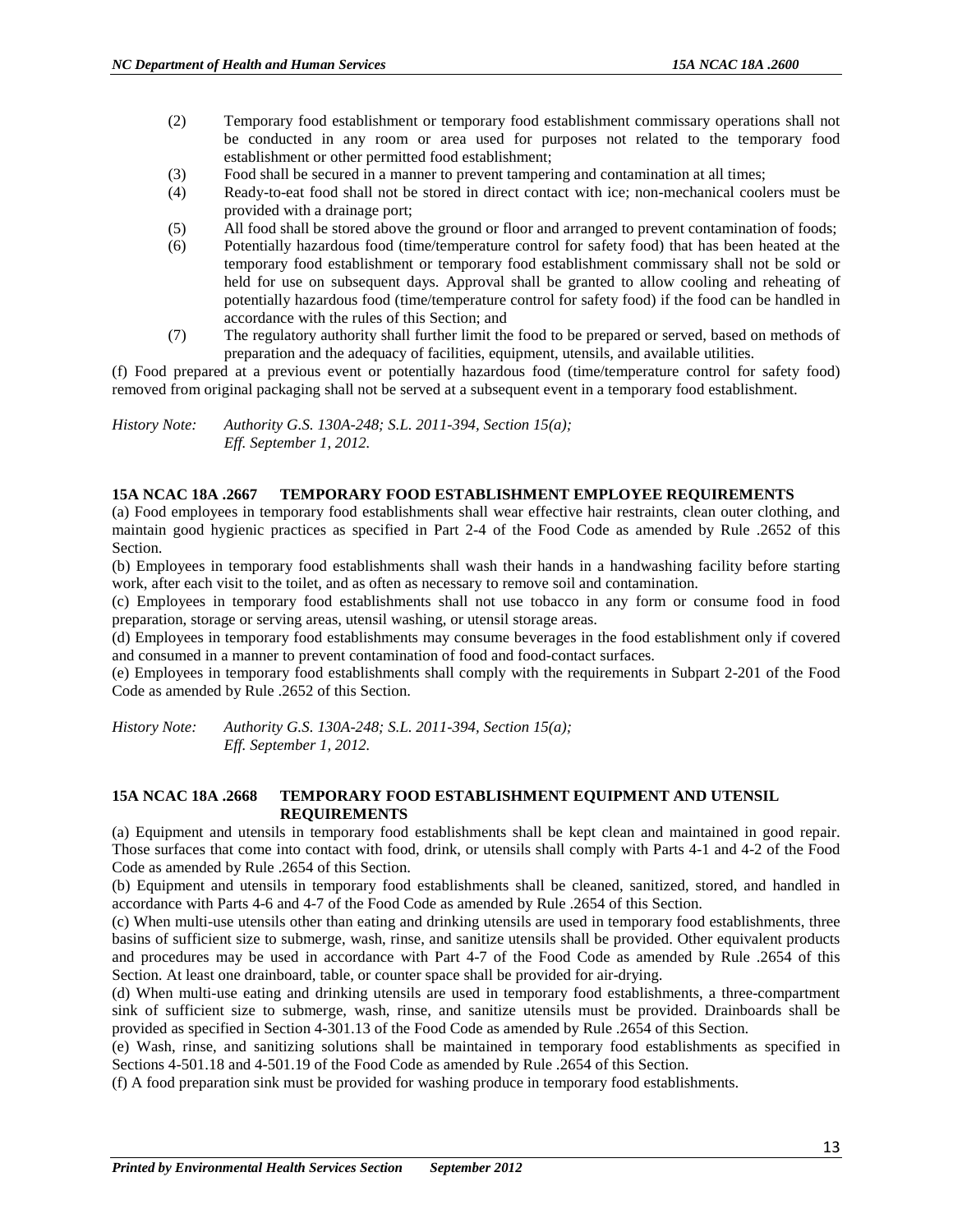(2) Temporary food establishment or temporary food establishment commissary operations shall not be conducted in any room or area used for purposes not related to the temporary food establishment or other permitted food establishment;

(3) Food shall be secured in a manner to prevent tampering and contamination at all times;

(4) Ready-to-eat food shall not be stored in direct contact with ice; non-mechanical coolers must be provided with a drainage port;

(5) All food shall be stored above the ground or floor and arranged to prevent contamination of foods;

(6) Potentially hazardous food (time/temperature control for safety food) that has been heated at the temporary food establishment or temporary food establishment commissary shall not be sold or held for use on subsequent days. Approval shall be granted to allow cooling and reheating of potentially hazardous food (time/temperature control for safety food) if the food can be handled in accordance with the rules of this Section; and

(7) The regulatory authority shall further limit the food to be prepared or served, based on methods of preparation and the adequacy of facilities, equipment, utensils, and available utilities.

(f) Food prepared at a previous event or potentially hazardous food (time/temperature control for safety food) removed from original packaging shall not be served at a subsequent event in a temporary food establishment.

*History Note: Authority G.S. 130A-248; S.L. 2011-394, Section 15(a);*
*Eff. September 1, 2012.*

### 15A NCAC 18A .2667 TEMPORARY FOOD ESTABLISHMENT EMPLOYEE REQUIREMENTS

(a) Food employees in temporary food establishments shall wear effective hair restraints, clean outer clothing, and maintain good hygienic practices as specified in Part 2-4 of the Food Code as amended by Rule .2652 of this Section.

(b) Employees in temporary food establishments shall wash their hands in a handwashing facility before starting work, after each visit to the toilet, and as often as necessary to remove soil and contamination.

(c) Employees in temporary food establishments shall not use tobacco in any form or consume food in food preparation, storage or serving areas, utensil washing, or utensil storage areas.

(d) Employees in temporary food establishments may consume beverages in the food establishment only if covered and consumed in a manner to prevent contamination of food and food-contact surfaces.

(e) Employees in temporary food establishments shall comply with the requirements in Subpart 2-201 of the Food Code as amended by Rule .2652 of this Section.

*History Note: Authority G.S. 130A-248; S.L. 2011-394, Section 15(a);*
*Eff. September 1, 2012.*

### 15A NCAC 18A .2668 TEMPORARY FOOD ESTABLISHMENT EQUIPMENT AND UTENSIL REQUIREMENTS

(a) Equipment and utensils in temporary food establishments shall be kept clean and maintained in good repair. Those surfaces that come into contact with food, drink, or utensils shall comply with Parts 4-1 and 4-2 of the Food Code as amended by Rule .2654 of this Section.

(b) Equipment and utensils in temporary food establishments shall be cleaned, sanitized, stored, and handled in accordance with Parts 4-6 and 4-7 of the Food Code as amended by Rule .2654 of this Section.

(c) When multi-use utensils other than eating and drinking utensils are used in temporary food establishments, three basins of sufficient size to submerge, wash, rinse, and sanitize utensils shall be provided. Other equivalent products and procedures may be used in accordance with Part 4-7 of the Food Code as amended by Rule .2654 of this Section. At least one drainboard, table, or counter space shall be provided for air-drying.

(d) When multi-use eating and drinking utensils are used in temporary food establishments, a three-compartment sink of sufficient size to submerge, wash, rinse, and sanitize utensils must be provided. Drainboards shall be provided as specified in Section 4-301.13 of the Food Code as amended by Rule .2654 of this Section.

(e) Wash, rinse, and sanitizing solutions shall be maintained in temporary food establishments as specified in Sections 4-501.18 and 4-501.19 of the Food Code as amended by Rule .2654 of this Section.

(f) A food preparation sink must be provided for washing produce in temporary food establishments.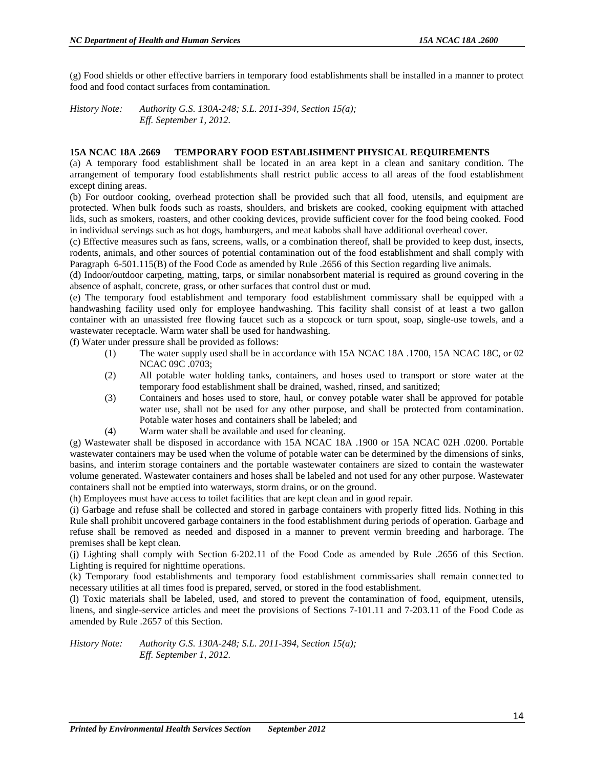(g) Food shields or other effective barriers in temporary food establishments shall be installed in a manner to protect food and food contact surfaces from contamination.

*History Note: Authority G.S. 130A-248; S.L. 2011-394, Section 15(a); Eff. September 1, 2012.*

**15A NCAC 18A .2669 TEMPORARY FOOD ESTABLISHMENT PHYSICAL REQUIREMENTS**

(a) A temporary food establishment shall be located in an area kept in a clean and sanitary condition. The arrangement of temporary food establishments shall restrict public access to all areas of the food establishment except dining areas.

(b) For outdoor cooking, overhead protection shall be provided such that all food, utensils, and equipment are protected. When bulk foods such as roasts, shoulders, and briskets are cooked, cooking equipment with attached lids, such as smokers, roasters, and other cooking devices, provide sufficient cover for the food being cooked. Food in individual servings such as hot dogs, hamburgers, and meat kabobs shall have additional overhead cover.

(c) Effective measures such as fans, screens, walls, or a combination thereof, shall be provided to keep dust, insects, rodents, animals, and other sources of potential contamination out of the food establishment and shall comply with Paragraph 6-501.115(B) of the Food Code as amended by Rule .2656 of this Section regarding live animals.

(d) Indoor/outdoor carpeting, matting, tarps, or similar nonabsorbent material is required as ground covering in the absence of asphalt, concrete, grass, or other surfaces that control dust or mud.

(e) The temporary food establishment and temporary food establishment commissary shall be equipped with a handwashing facility used only for employee handwashing. This facility shall consist of at least a two gallon container with an unassisted free flowing faucet such as a stopcock or turn spout, soap, single-use towels, and a wastewater receptacle. Warm water shall be used for handwashing.

(f) Water under pressure shall be provided as follows:

- (1) The water supply used shall be in accordance with 15A NCAC 18A .1700, 15A NCAC 18C, or 02 NCAC 09C .0703;
- (2) All potable water holding tanks, containers, and hoses used to transport or store water at the temporary food establishment shall be drained, washed, rinsed, and sanitized;
- (3) Containers and hoses used to store, haul, or convey potable water shall be approved for potable water use, shall not be used for any other purpose, and shall be protected from contamination. Potable water hoses and containers shall be labeled; and
- (4) Warm water shall be available and used for cleaning.

(g) Wastewater shall be disposed in accordance with 15A NCAC 18A .1900 or 15A NCAC 02H .0200. Portable wastewater containers may be used when the volume of potable water can be determined by the dimensions of sinks, basins, and interim storage containers and the portable wastewater containers are sized to contain the wastewater volume generated. Wastewater containers and hoses shall be labeled and not used for any other purpose. Wastewater containers shall not be emptied into waterways, storm drains, or on the ground.

(h) Employees must have access to toilet facilities that are kept clean and in good repair.

(i) Garbage and refuse shall be collected and stored in garbage containers with properly fitted lids. Nothing in this Rule shall prohibit uncovered garbage containers in the food establishment during periods of operation. Garbage and refuse shall be removed as needed and disposed in a manner to prevent vermin breeding and harborage. The premises shall be kept clean.

(j) Lighting shall comply with Section 6-202.11 of the Food Code as amended by Rule .2656 of this Section. Lighting is required for nighttime operations.

(k) Temporary food establishments and temporary food establishment commissaries shall remain connected to necessary utilities at all times food is prepared, served, or stored in the food establishment.

(l) Toxic materials shall be labeled, used, and stored to prevent the contamination of food, equipment, utensils, linens, and single-service articles and meet the provisions of Sections 7-101.11 and 7-203.11 of the Food Code as amended by Rule .2657 of this Section.

*History Note: Authority G.S. 130A-248; S.L. 2011-394, Section 15(a); Eff. September 1, 2012.*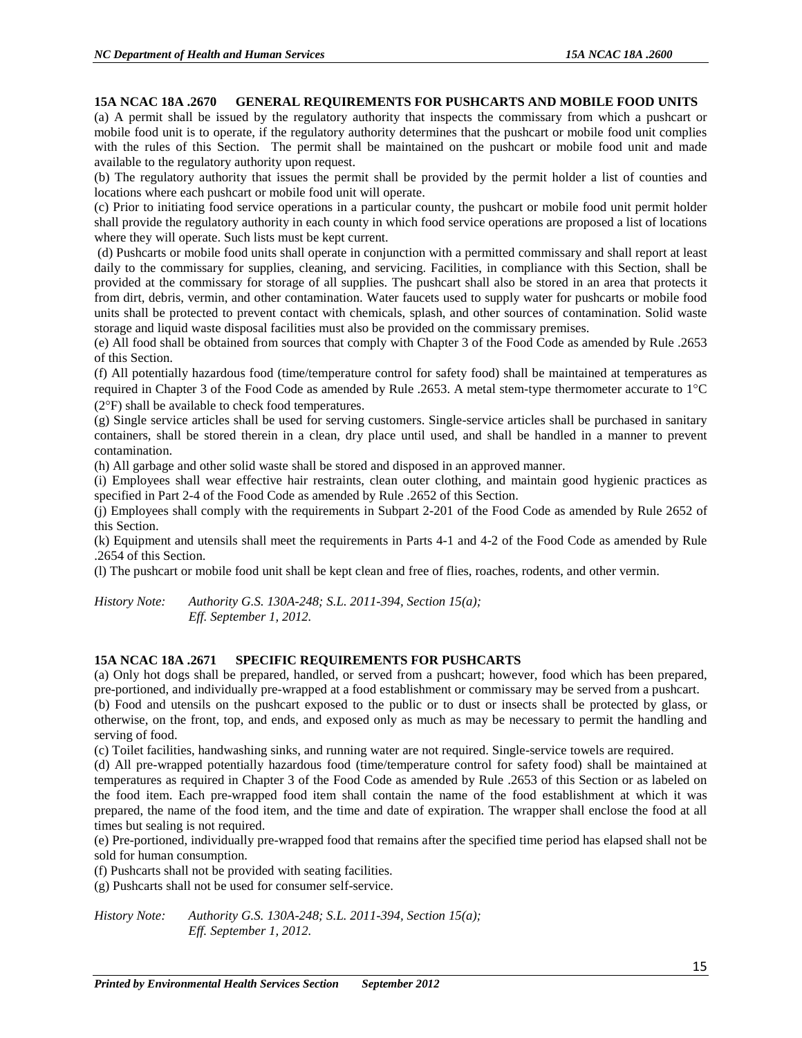## 15A NCAC 18A .2670 GENERAL REQUIREMENTS FOR PUSHCARTS AND MOBILE FOOD UNITS

(a) A permit shall be issued by the regulatory authority that inspects the commissary from which a pushcart or mobile food unit is to operate, if the regulatory authority determines that the pushcart or mobile food unit complies with the rules of this Section. The permit shall be maintained on the pushcart or mobile food unit and made available to the regulatory authority upon request.

(b) The regulatory authority that issues the permit shall be provided by the permit holder a list of counties and locations where each pushcart or mobile food unit will operate.

(c) Prior to initiating food service operations in a particular county, the pushcart or mobile food unit permit holder shall provide the regulatory authority in each county in which food service operations are proposed a list of locations where they will operate. Such lists must be kept current.

(d) Pushcarts or mobile food units shall operate in conjunction with a permitted commissary and shall report at least daily to the commissary for supplies, cleaning, and servicing. Facilities, in compliance with this Section, shall be provided at the commissary for storage of all supplies. The pushcart shall also be stored in an area that protects it from dirt, debris, vermin, and other contamination. Water faucets used to supply water for pushcarts or mobile food units shall be protected to prevent contact with chemicals, splash, and other sources of contamination. Solid waste storage and liquid waste disposal facilities must also be provided on the commissary premises.

(e) All food shall be obtained from sources that comply with Chapter 3 of the Food Code as amended by Rule .2653 of this Section.

(f) All potentially hazardous food (time/temperature control for safety food) shall be maintained at temperatures as required in Chapter 3 of the Food Code as amended by Rule .2653. A metal stem-type thermometer accurate to 1°C (2°F) shall be available to check food temperatures.

(g) Single service articles shall be used for serving customers. Single-service articles shall be purchased in sanitary containers, shall be stored therein in a clean, dry place until used, and shall be handled in a manner to prevent contamination.

(h) All garbage and other solid waste shall be stored and disposed in an approved manner.

(i) Employees shall wear effective hair restraints, clean outer clothing, and maintain good hygienic practices as specified in Part 2-4 of the Food Code as amended by Rule .2652 of this Section.

(j) Employees shall comply with the requirements in Subpart 2-201 of the Food Code as amended by Rule 2652 of this Section.

(k) Equipment and utensils shall meet the requirements in Parts 4-1 and 4-2 of the Food Code as amended by Rule .2654 of this Section.

(l) The pushcart or mobile food unit shall be kept clean and free of flies, roaches, rodents, and other vermin.

*History Note: Authority G.S. 130A-248; S.L. 2011-394, Section 15(a);*
*Eff. September 1, 2012.*

## 15A NCAC 18A .2671 SPECIFIC REQUIREMENTS FOR PUSHCARTS

(a) Only hot dogs shall be prepared, handled, or served from a pushcart; however, food which has been prepared, pre-portioned, and individually pre-wrapped at a food establishment or commissary may be served from a pushcart.

(b) Food and utensils on the pushcart exposed to the public or to dust or insects shall be protected by glass, or otherwise, on the front, top, and ends, and exposed only as much as may be necessary to permit the handling and serving of food.

(c) Toilet facilities, handwashing sinks, and running water are not required. Single-service towels are required.

(d) All pre-wrapped potentially hazardous food (time/temperature control for safety food) shall be maintained at temperatures as required in Chapter 3 of the Food Code as amended by Rule .2653 of this Section or as labeled on the food item. Each pre-wrapped food item shall contain the name of the food establishment at which it was prepared, the name of the food item, and the time and date of expiration. The wrapper shall enclose the food at all times but sealing is not required.

(e) Pre-portioned, individually pre-wrapped food that remains after the specified time period has elapsed shall not be sold for human consumption.

(f) Pushcarts shall not be provided with seating facilities.

(g) Pushcarts shall not be used for consumer self-service.

*History Note: Authority G.S. 130A-248; S.L. 2011-394, Section 15(a);*
*Eff. September 1, 2012.*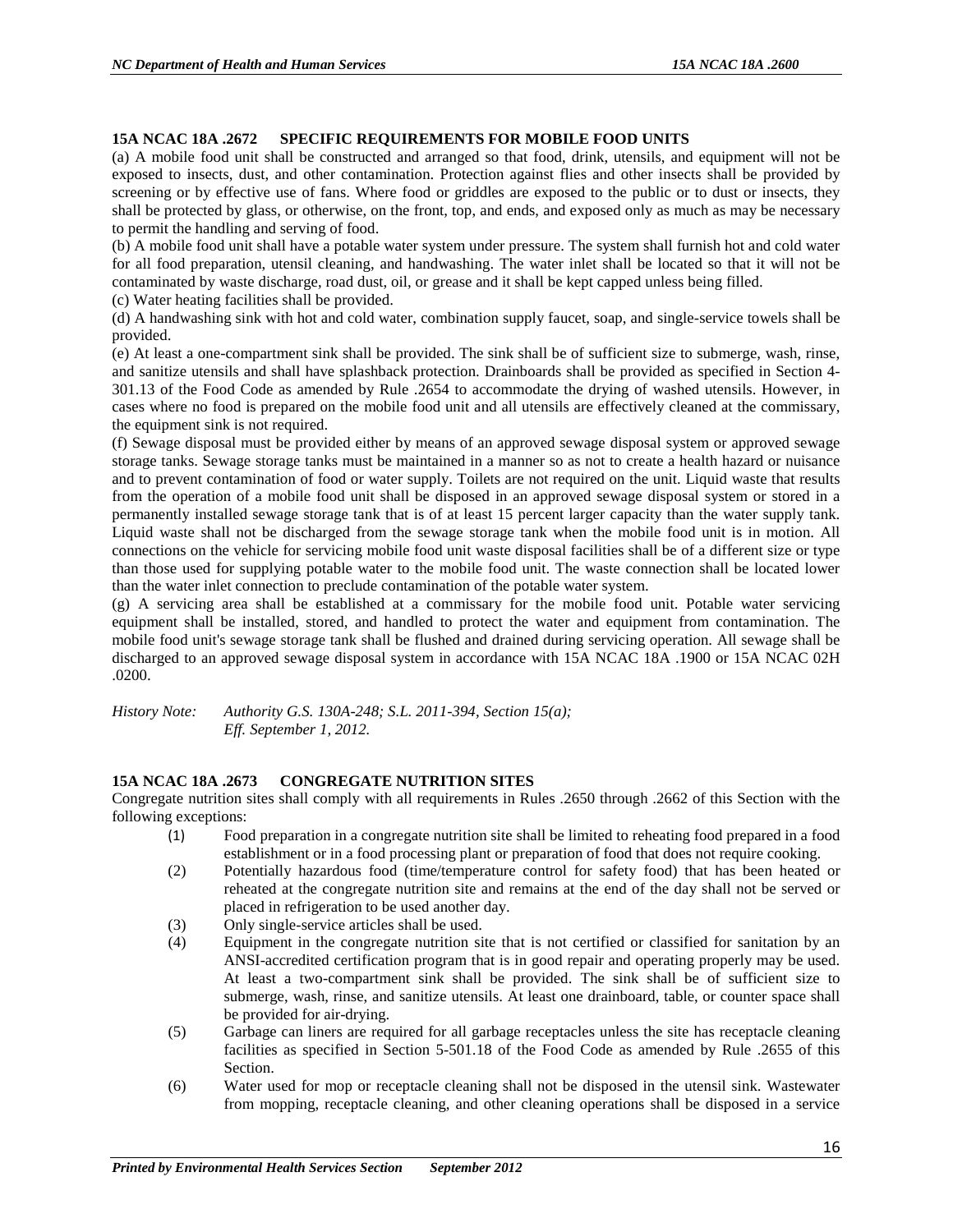## 15A NCAC 18A .2672 SPECIFIC REQUIREMENTS FOR MOBILE FOOD UNITS

(a) A mobile food unit shall be constructed and arranged so that food, drink, utensils, and equipment will not be exposed to insects, dust, and other contamination. Protection against flies and other insects shall be provided by screening or by effective use of fans. Where food or griddles are exposed to the public or to dust or insects, they shall be protected by glass, or otherwise, on the front, top, and ends, and exposed only as much as may be necessary to permit the handling and serving of food.

(b) A mobile food unit shall have a potable water system under pressure. The system shall furnish hot and cold water for all food preparation, utensil cleaning, and handwashing. The water inlet shall be located so that it will not be contaminated by waste discharge, road dust, oil, or grease and it shall be kept capped unless being filled.

(c) Water heating facilities shall be provided.

(d) A handwashing sink with hot and cold water, combination supply faucet, soap, and single-service towels shall be provided.

(e) At least a one-compartment sink shall be provided. The sink shall be of sufficient size to submerge, wash, rinse, and sanitize utensils and shall have splashback protection. Drainboards shall be provided as specified in Section 4-301.13 of the Food Code as amended by Rule .2654 to accommodate the drying of washed utensils. However, in cases where no food is prepared on the mobile food unit and all utensils are effectively cleaned at the commissary, the equipment sink is not required.

(f) Sewage disposal must be provided either by means of an approved sewage disposal system or approved sewage storage tanks. Sewage storage tanks must be maintained in a manner so as not to create a health hazard or nuisance and to prevent contamination of food or water supply. Toilets are not required on the unit. Liquid waste that results from the operation of a mobile food unit shall be disposed in an approved sewage disposal system or stored in a permanently installed sewage storage tank that is of at least 15 percent larger capacity than the water supply tank. Liquid waste shall not be discharged from the sewage storage tank when the mobile food unit is in motion. All connections on the vehicle for servicing mobile food unit waste disposal facilities shall be of a different size or type than those used for supplying potable water to the mobile food unit. The waste connection shall be located lower than the water inlet connection to preclude contamination of the potable water system.

(g) A servicing area shall be established at a commissary for the mobile food unit. Potable water servicing equipment shall be installed, stored, and handled to protect the water and equipment from contamination. The mobile food unit's sewage storage tank shall be flushed and drained during servicing operation. All sewage shall be discharged to an approved sewage disposal system in accordance with 15A NCAC 18A .1900 or 15A NCAC 02H .0200.

*History Note: Authority G.S. 130A-248; S.L. 2011-394, Section 15(a);*
*Eff. September 1, 2012.*

## 15A NCAC 18A .2673 CONGREGATE NUTRITION SITES

Congregate nutrition sites shall comply with all requirements in Rules .2650 through .2662 of this Section with the following exceptions:

(1) Food preparation in a congregate nutrition site shall be limited to reheating food prepared in a food establishment or in a food processing plant or preparation of food that does not require cooking.

(2) Potentially hazardous food (time/temperature control for safety food) that has been heated or reheated at the congregate nutrition site and remains at the end of the day shall not be served or placed in refrigeration to be used another day.

(3) Only single-service articles shall be used.

(4) Equipment in the congregate nutrition site that is not certified or classified for sanitation by an ANSI-accredited certification program that is in good repair and operating properly may be used. At least a two-compartment sink shall be provided. The sink shall be of sufficient size to submerge, wash, rinse, and sanitize utensils. At least one drainboard, table, or counter space shall be provided for air-drying.

(5) Garbage can liners are required for all garbage receptacles unless the site has receptacle cleaning facilities as specified in Section 5-501.18 of the Food Code as amended by Rule .2655 of this Section.

(6) Water used for mop or receptacle cleaning shall not be disposed in the utensil sink. Wastewater from mopping, receptacle cleaning, and other cleaning operations shall be disposed in a service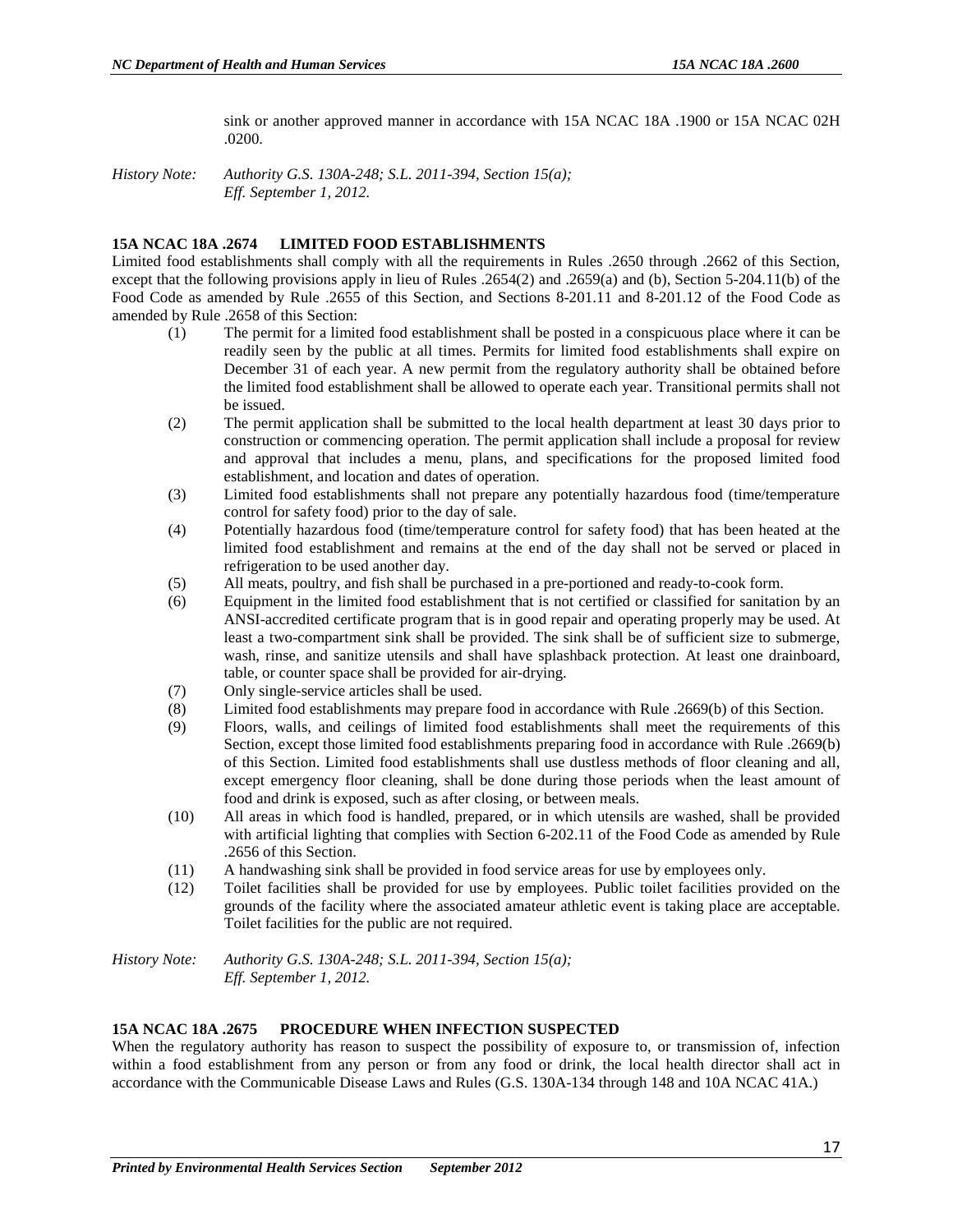sink or another approved manner in accordance with 15A NCAC 18A .1900 or 15A NCAC 02H .0200.

*History Note: Authority G.S. 130A-248; S.L. 2011-394, Section 15(a); Eff. September 1, 2012.*

**15A NCAC 18A .2674 LIMITED FOOD ESTABLISHMENTS**

Limited food establishments shall comply with all the requirements in Rules .2650 through .2662 of this Section, except that the following provisions apply in lieu of Rules .2654(2) and .2659(a) and (b), Section 5-204.11(b) of the Food Code as amended by Rule .2655 of this Section, and Sections 8-201.11 and 8-201.12 of the Food Code as amended by Rule .2658 of this Section:

(1) The permit for a limited food establishment shall be posted in a conspicuous place where it can be readily seen by the public at all times. Permits for limited food establishments shall expire on December 31 of each year. A new permit from the regulatory authority shall be obtained before the limited food establishment shall be allowed to operate each year. Transitional permits shall not be issued.

(2) The permit application shall be submitted to the local health department at least 30 days prior to construction or commencing operation. The permit application shall include a proposal for review and approval that includes a menu, plans, and specifications for the proposed limited food establishment, and location and dates of operation.

(3) Limited food establishments shall not prepare any potentially hazardous food (time/temperature control for safety food) prior to the day of sale.

(4) Potentially hazardous food (time/temperature control for safety food) that has been heated at the limited food establishment and remains at the end of the day shall not be served or placed in refrigeration to be used another day.

(5) All meats, poultry, and fish shall be purchased in a pre-portioned and ready-to-cook form.

(6) Equipment in the limited food establishment that is not certified or classified for sanitation by an ANSI-accredited certificate program that is in good repair and operating properly may be used. At least a two-compartment sink shall be provided. The sink shall be of sufficient size to submerge, wash, rinse, and sanitize utensils and shall have splashback protection. At least one drainboard, table, or counter space shall be provided for air-drying.

(7) Only single-service articles shall be used.

(8) Limited food establishments may prepare food in accordance with Rule .2669(b) of this Section.

(9) Floors, walls, and ceilings of limited food establishments shall meet the requirements of this Section, except those limited food establishments preparing food in accordance with Rule .2669(b) of this Section. Limited food establishments shall use dustless methods of floor cleaning and all, except emergency floor cleaning, shall be done during those periods when the least amount of food and drink is exposed, such as after closing, or between meals.

(10) All areas in which food is handled, prepared, or in which utensils are washed, shall be provided with artificial lighting that complies with Section 6-202.11 of the Food Code as amended by Rule .2656 of this Section.

(11) A handwashing sink shall be provided in food service areas for use by employees only.

(12) Toilet facilities shall be provided for use by employees. Public toilet facilities provided on the grounds of the facility where the associated amateur athletic event is taking place are acceptable. Toilet facilities for the public are not required.

*History Note: Authority G.S. 130A-248; S.L. 2011-394, Section 15(a); Eff. September 1, 2012.*

**15A NCAC 18A .2675 PROCEDURE WHEN INFECTION SUSPECTED**

When the regulatory authority has reason to suspect the possibility of exposure to, or transmission of, infection within a food establishment from any person or from any food or drink, the local health director shall act in accordance with the Communicable Disease Laws and Rules (G.S. 130A-134 through 148 and 10A NCAC 41A.)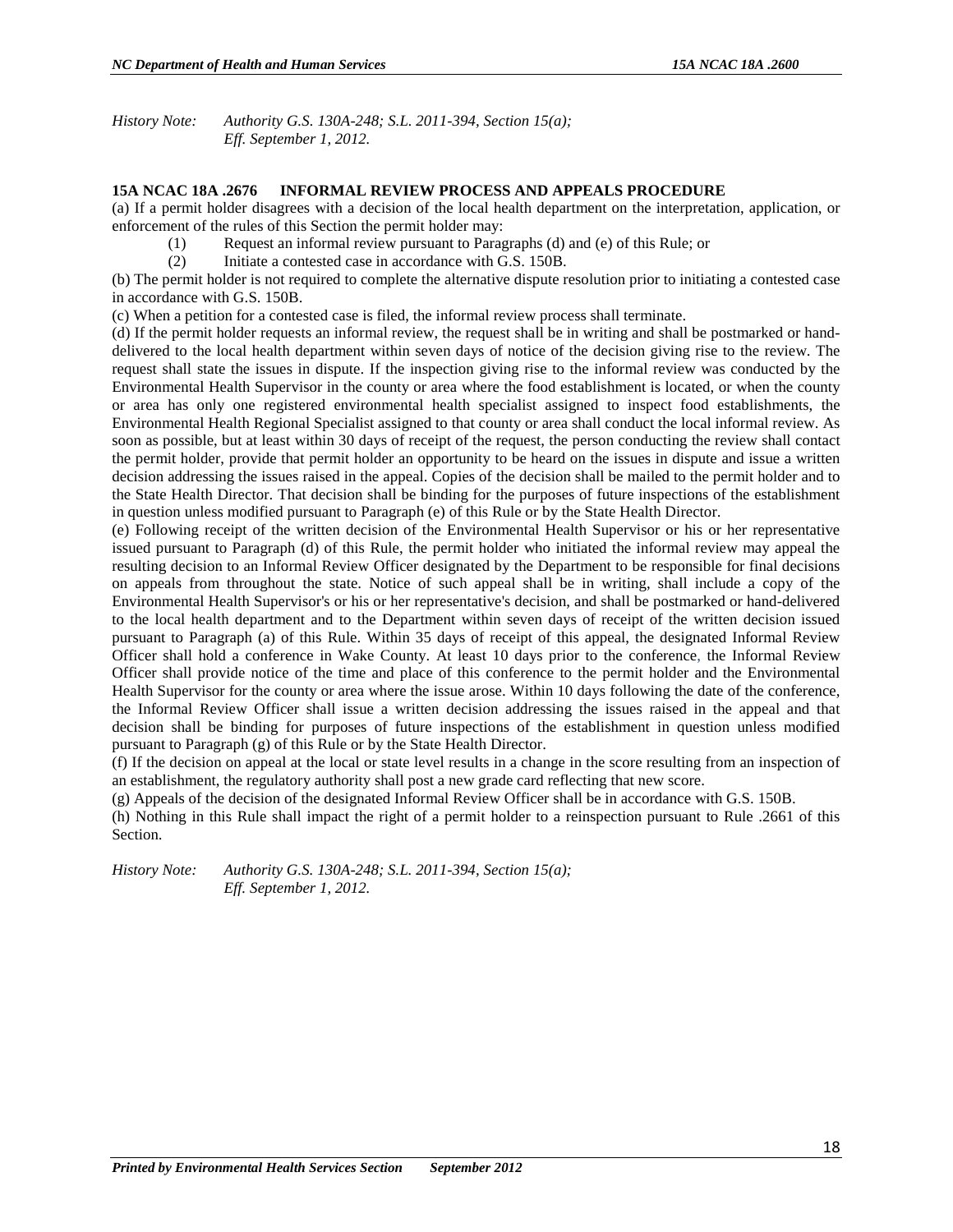*History Note: Authority G.S. 130A-248; S.L. 2011-394, Section 15(a); Eff. September 1, 2012.*

**15A NCAC 18A .2676 INFORMAL REVIEW PROCESS AND APPEALS PROCEDURE**

(a) If a permit holder disagrees with a decision of the local health department on the interpretation, application, or enforcement of the rules of this Section the permit holder may:

(1) Request an informal review pursuant to Paragraphs (d) and (e) of this Rule; or

(2) Initiate a contested case in accordance with G.S. 150B.

(b) The permit holder is not required to complete the alternative dispute resolution prior to initiating a contested case in accordance with G.S. 150B.

(c) When a petition for a contested case is filed, the informal review process shall terminate.

(d) If the permit holder requests an informal review, the request shall be in writing and shall be postmarked or hand-delivered to the local health department within seven days of notice of the decision giving rise to the review. The request shall state the issues in dispute. If the inspection giving rise to the informal review was conducted by the Environmental Health Supervisor in the county or area where the food establishment is located, or when the county or area has only one registered environmental health specialist assigned to inspect food establishments, the Environmental Health Regional Specialist assigned to that county or area shall conduct the local informal review. As soon as possible, but at least within 30 days of receipt of the request, the person conducting the review shall contact the permit holder, provide that permit holder an opportunity to be heard on the issues in dispute and issue a written decision addressing the issues raised in the appeal. Copies of the decision shall be mailed to the permit holder and to the State Health Director. That decision shall be binding for the purposes of future inspections of the establishment in question unless modified pursuant to Paragraph (e) of this Rule or by the State Health Director.

(e) Following receipt of the written decision of the Environmental Health Supervisor or his or her representative issued pursuant to Paragraph (d) of this Rule, the permit holder who initiated the informal review may appeal the resulting decision to an Informal Review Officer designated by the Department to be responsible for final decisions on appeals from throughout the state. Notice of such appeal shall be in writing, shall include a copy of the Environmental Health Supervisor's or his or her representative's decision, and shall be postmarked or hand-delivered to the local health department and to the Department within seven days of receipt of the written decision issued pursuant to Paragraph (a) of this Rule. Within 35 days of receipt of this appeal, the designated Informal Review Officer shall hold a conference in Wake County. At least 10 days prior to the conference, the Informal Review Officer shall provide notice of the time and place of this conference to the permit holder and the Environmental Health Supervisor for the county or area where the issue arose. Within 10 days following the date of the conference, the Informal Review Officer shall issue a written decision addressing the issues raised in the appeal and that decision shall be binding for purposes of future inspections of the establishment in question unless modified pursuant to Paragraph (g) of this Rule or by the State Health Director.

(f) If the decision on appeal at the local or state level results in a change in the score resulting from an inspection of an establishment, the regulatory authority shall post a new grade card reflecting that new score.

(g) Appeals of the decision of the designated Informal Review Officer shall be in accordance with G.S. 150B.

(h) Nothing in this Rule shall impact the right of a permit holder to a reinspection pursuant to Rule .2661 of this Section.

*History Note: Authority G.S. 130A-248; S.L. 2011-394, Section 15(a); Eff. September 1, 2012.*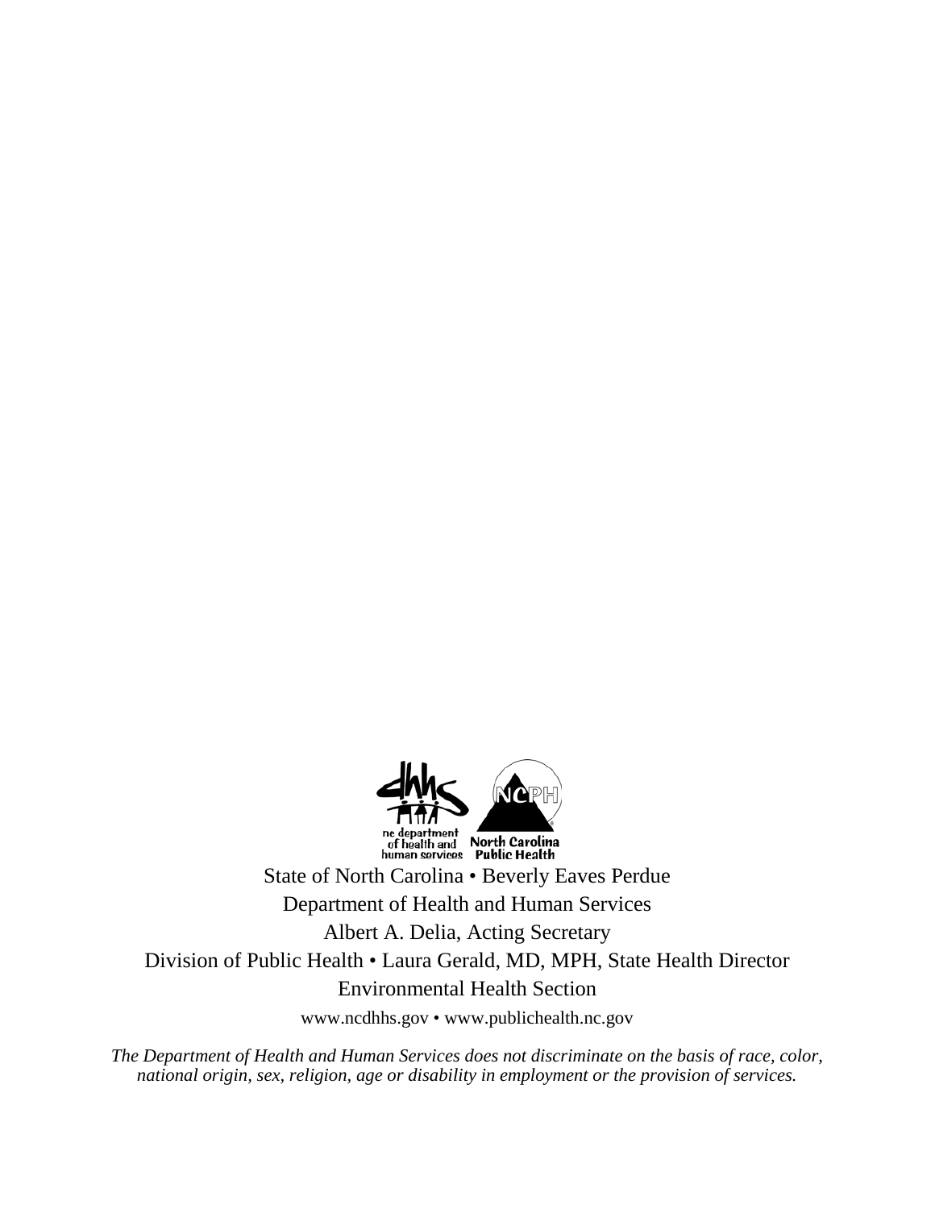nc department of health and human services

North Carolina Public Health

State of North Carolina • Beverly Eaves Perdue

Department of Health and Human Services

Albert A. Delia, Acting Secretary

Division of Public Health • Laura Gerald, MD, MPH, State Health Director

Environmental Health Section

www.ncdhhs.gov • www.publichealth.nc.gov

*The Department of Health and Human Services does not discriminate on the basis of race, color, national origin, sex, religion, age or disability in employment or the provision of services.*